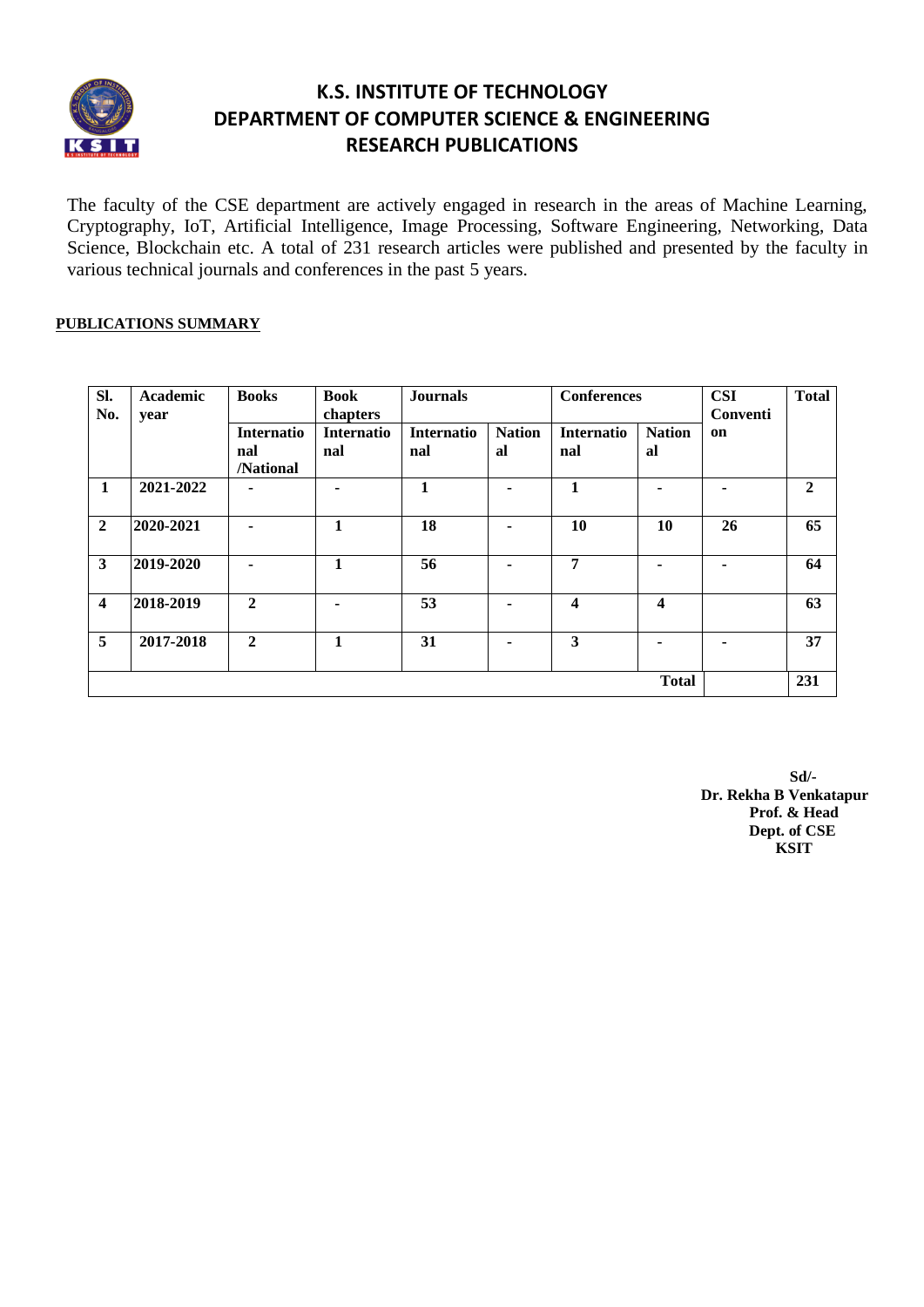# K.S. INSTITUTE OF TECHNOLOGY
# DEPARTMENT OF COMPUTER SCIENCE & ENGINEERING
# RESEARCH PUBLICATIONS

The faculty of the CSE department are actively engaged in research in the areas of Machine Learning, Cryptography, IoT, Artificial Intelligence, Image Processing, Software Engineering, Networking, Data Science, Blockchain etc. A total of 231 research articles were published and presented by the faculty in various technical journals and conferences in the past 5 years.

**PUBLICATIONS SUMMARY**

| Sl. No. | Academic year | Books | Book chapters | Journals | | Conferences | | CSI Convention | Total |
|---|---|---|---|---|---|---|---|---|---|
| | | International /National | International | International | National | International | National | | |
| 1 | 2021-2022 | - | - | 1 | - | 1 | - | - | 2 |
| 2 | 2020-2021 | - | 1 | 18 | - | 10 | 10 | 26 | 65 |
| 3 | 2019-2020 | - | 1 | 56 | - | 7 | - | - | 64 |
| 4 | 2018-2019 | 2 | - | 53 | - | 4 | 4 | | 63 |
| 5 | 2017-2018 | 2 | 1 | 31 | - | 3 | - | - | 37 |
| | | | | | | | **Total** | | 231 |

**Sd/-**
**Dr. Rekha B Venkatapur**
**Prof. & Head**
**Dept. of CSE**
**KSIT**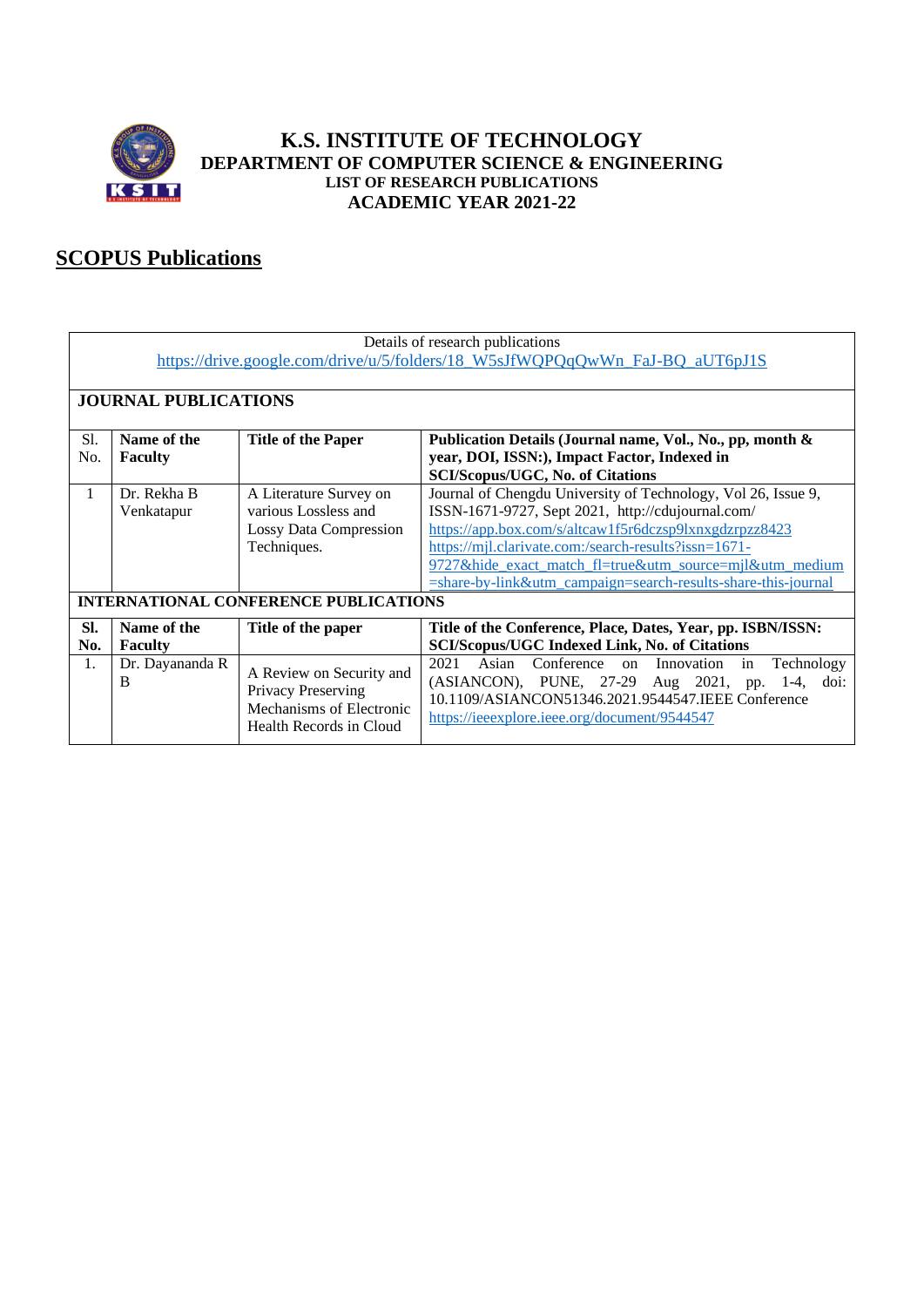# K.S. INSTITUTE OF TECHNOLOGY
## DEPARTMENT OF COMPUTER SCIENCE & ENGINEERING
### LIST OF RESEARCH PUBLICATIONS
### ACADEMIC YEAR 2021-22

## SCOPUS Publications

Details of research publications
https://drive.google.com/drive/u/5/folders/18_W5sJfWQPQqQwWn_FaJ-BQ_aUT6pJ1S

**JOURNAL PUBLICATIONS**

| Sl. No. | Name of the Faculty | Title of the Paper | Publication Details (Journal name, Vol., No., pp, month & year, DOI, ISSN:), Impact Factor, Indexed in SCI/Scopus/UGC, No. of Citations |
|---|---|---|---|
| 1 | Dr. Rekha B Venkatapur | A Literature Survey on various Lossless and Lossy Data Compression Techniques. | Journal of Chengdu University of Technology, Vol 26, Issue 9, ISSN-1671-9727, Sept 2021, http://cdujournal.com/ https://app.box.com/s/altcaw1f5r6dczsp9lxnxgdzrpzz8423 https://mjl.clarivate.com:/search-results?issn=1671-9727&hide_exact_match_fl=true&utm_source=mjl&utm_medium=share-by-link&utm_campaign=search-results-share-this-journal |

**INTERNATIONAL CONFERENCE PUBLICATIONS**

| Sl. No. | Name of the Faculty | Title of the paper | Title of the Conference, Place, Dates, Year, pp. ISBN/ISSN: SCI/Scopus/UGC Indexed Link, No. of Citations |
|---|---|---|---|
| 1. | Dr. Dayananda R B | A Review on Security and Privacy Preserving Mechanisms of Electronic Health Records in Cloud | 2021 Asian Conference on Innovation in Technology (ASIANCON), PUNE, 27-29 Aug 2021, pp. 1-4, doi: 10.1109/ASIANCON51346.2021.9544547.IEEE Conference https://ieeexplore.ieee.org/document/9544547 |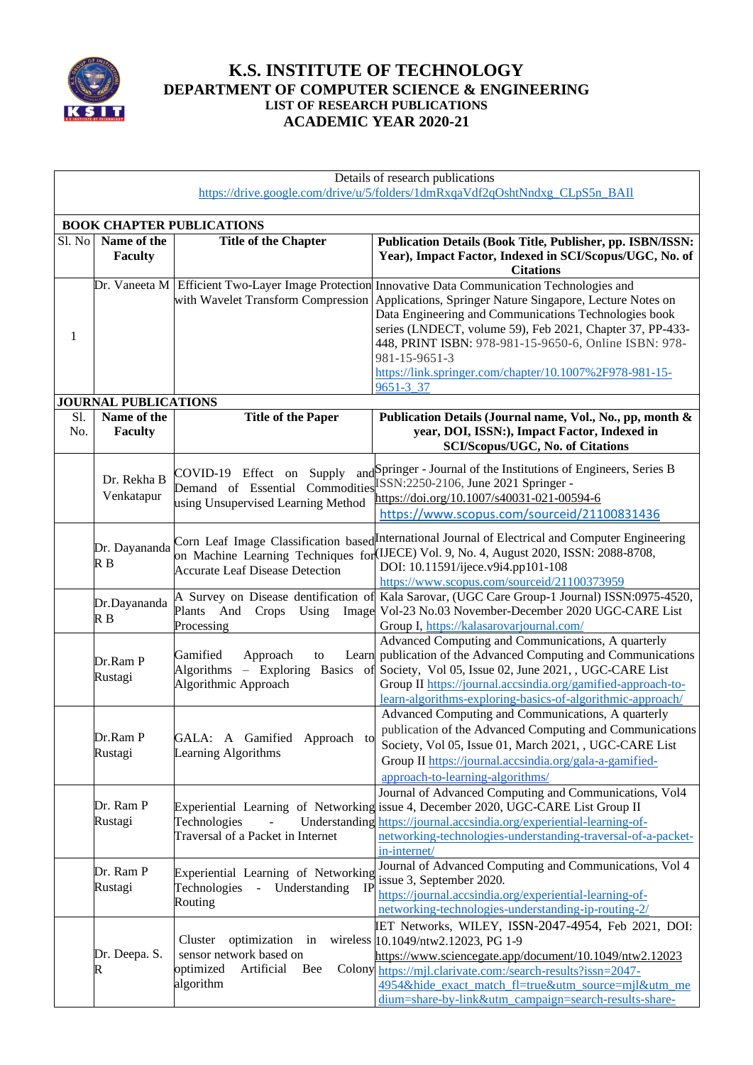# K.S. INSTITUTE OF TECHNOLOGY

## DEPARTMENT OF COMPUTER SCIENCE & ENGINEERING

### LIST OF RESEARCH PUBLICATIONS

### ACADEMIC YEAR 2020-21

Details of research publications
https://drive.google.com/drive/u/5/folders/1dmRxqaVdf2qOshtNndxg_CLpS5n_BAIl

**BOOK CHAPTER PUBLICATIONS**

| Sl. No | Name of the Faculty | Title of the Chapter | Publication Details (Book Title, Publisher, pp. ISBN/ISSN: Year), Impact Factor, Indexed in SCI/Scopus/UGC, No. of Citations |
|---|---|---|---|
| 1 | Dr. Vaneeta M | Efficient Two-Layer Image Protection with Wavelet Transform Compression | Innovative Data Communication Technologies and Applications, Springer Nature Singapore, Lecture Notes on Data Engineering and Communications Technologies book series (LNDECT, volume 59), Feb 2021, Chapter 37, PP-433-448, PRINT ISBN: 978-981-15-9650-6, Online ISBN: 978-981-15-9651-3 https://link.springer.com/chapter/10.1007%2F978-981-15-9651-3_37 |

**JOURNAL PUBLICATIONS**

| Sl. No. | Name of the Faculty | Title of the Paper | Publication Details (Journal name, Vol., No., pp, month & year, DOI, ISSN:), Impact Factor, Indexed in SCI/Scopus/UGC, No. of Citations |
|---|---|---|---|
| | Dr. Rekha B Venkatapur | COVID-19 Effect on Supply and Demand of Essential Commodities using Unsupervised Learning Method | Springer - Journal of the Institutions of Engineers, Series B ISSN:2250-2106, June 2021 Springer - https://doi.org/10.1007/s40031-021-00594-6 https://www.scopus.com/sourceid/21100831436 |
| | Dr. Dayananda R B | Corn Leaf Image Classification based on Machine Learning Techniques for Accurate Leaf Disease Detection | International Journal of Electrical and Computer Engineering (IJECE) Vol. 9, No. 4, August 2020, ISSN: 2088-8708, DOI: 10.11591/ijece.v9i4.pp101-108 https://www.scopus.com/sourceid/21100373959 |
| | Dr.Dayananda R B | A Survey on Disease dentification of Plants And Crops Using Image Processing | Kala Sarovar, (UGC Care Group-1 Journal) ISSN:0975-4520, Vol-23 No.03 November-December 2020 UGC-CARE List Group I, https://kalasarovarjournal.com/ |
| | Dr.Ram P Rustagi | Gamified Approach to Learn Algorithms – Exploring Basics of Algorithmic Approach | Advanced Computing and Communications, A quarterly publication of the Advanced Computing and Communications Society, Vol 05, Issue 02, June 2021, , UGC-CARE List Group II https://journal.accsindia.org/gamified-approach-to-learn-algorithms-exploring-basics-of-algorithmic-approach/ |
| | Dr.Ram P Rustagi | GALA: A Gamified Approach to Learning Algorithms | Advanced Computing and Communications, A quarterly publication of the Advanced Computing and Communications Society, Vol 05, Issue 01, March 2021, , UGC-CARE List Group II https://journal.accsindia.org/gala-a-gamified-approach-to-learning-algorithms/ |
| | Dr. Ram P Rustagi | Experiential Learning of Networking Technologies - Understanding Traversal of a Packet in Internet | Journal of Advanced Computing and Communications, Vol4 issue 4, December 2020, UGC-CARE List Group II https://journal.accsindia.org/experiential-learning-of-networking-technologies-understanding-traversal-of-a-packet-in-internet/ |
| | Dr. Ram P Rustagi | Experiential Learning of Networking Technologies - Understanding IP Routing | Journal of Advanced Computing and Communications, Vol 4 issue 3, September 2020. https://journal.accsindia.org/experiential-learning-of-networking-technologies-understanding-ip-routing-2/ |
| | Dr. Deepa. S. R | Cluster optimization in wireless sensor network based on optimized Artificial Bee Colony algorithm | IET Networks, WILEY, ISSN-2047-4954, Feb 2021, DOI: 10.1049/ntw2.12023, PG 1-9 https://www.sciencegate.app/document/10.1049/ntw2.12023 https://mjl.clarivate.com:/search-results?issn=2047-4954&hide_exact_match_fl=true&utm_source=mjl&utm_medium=share-by-link&utm_campaign=search-results-share- |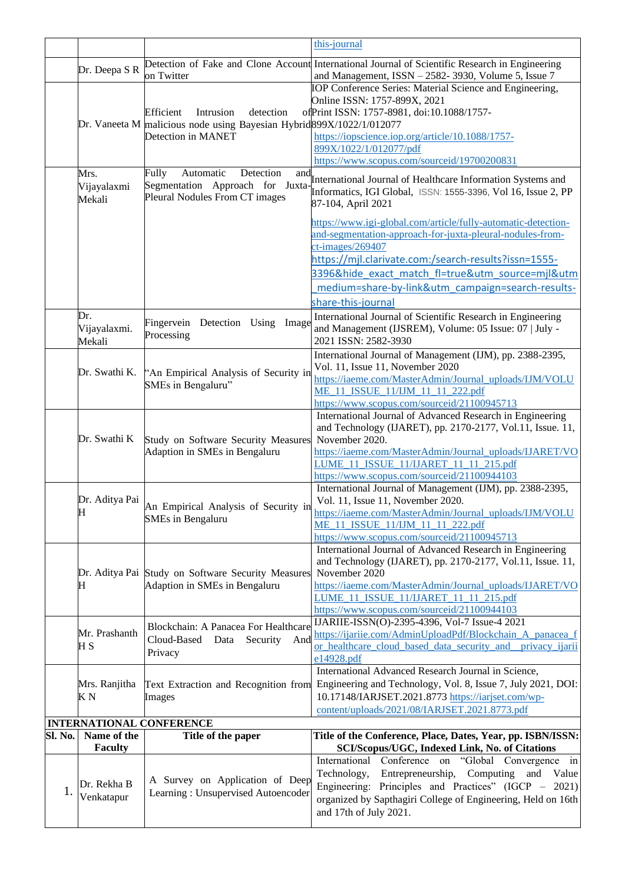| | | | |
|---|---|---|---|
| | | | this-journal |
| | Dr. Deepa S R | Detection of Fake and Clone Account on Twitter | International Journal of Scientific Research in Engineering and Management, ISSN – 2582- 3930, Volume 5, Issue 7 |
| | Dr. Vaneeta M | Efficient Intrusion detection of malicious node using Bayesian Hybrid Detection in MANET | IOP Conference Series: Material Science and Engineering, Online ISSN: 1757-899X, 2021 Print ISSN: 1757-8981, doi:10.1088/1757-899X/1022/1/012077 https://iopscience.iop.org/article/10.1088/1757-899X/1022/1/012077/pdf https://www.scopus.com/sourceid/19700200831 |
| | Mrs. Vijayalaxmi Mekali | Fully Automatic Detection and Segmentation Approach for Juxta-Pleural Nodules From CT images | International Journal of Healthcare Information Systems and Informatics, IGI Global, ISSN: 1555-3396, Vol 16, Issue 2, PP 87-104, April 2021 https://www.igi-global.com/article/fully-automatic-detection-and-segmentation-approach-for-juxta-pleural-nodules-from-ct-images/269407 https://mjl.clarivate.com:/search-results?issn=1555-3396&hide_exact_match_fl=true&utm_source=mjl&utm_medium=share-by-link&utm_campaign=search-results-share-this-journal |
| | Dr. Vijayalaxmi. Mekali | Fingervein Detection Using Image Processing | International Journal of Scientific Research in Engineering and Management (IJSREM), Volume: 05 Issue: 07 \| July - 2021 ISSN: 2582-3930 |
| | Dr. Swathi K. | "An Empirical Analysis of Security in SMEs in Bengaluru" | International Journal of Management (IJM), pp. 2388-2395, Vol. 11, Issue 11, November 2020 https://iaeme.com/MasterAdmin/Journal_uploads/IJM/VOLUME_11_ISSUE_11/IJM_11_11_222.pdf https://www.scopus.com/sourceid/21100945713 |
| | Dr. Swathi K | Study on Software Security Measures Adaption in SMEs in Bengaluru | International Journal of Advanced Research in Engineering and Technology (IJARET), pp. 2170-2177, Vol.11, Issue. 11, November 2020. https://iaeme.com/MasterAdmin/Journal_uploads/IJARET/VOLUME_11_ISSUE_11/IJARET_11_11_215.pdf https://www.scopus.com/sourceid/21100944103 |
| | Dr. Aditya Pai H | An Empirical Analysis of Security in SMEs in Bengaluru | International Journal of Management (IJM), pp. 2388-2395, Vol. 11, Issue 11, November 2020. https://iaeme.com/MasterAdmin/Journal_uploads/IJM/VOLUME_11_ISSUE_11/IJM_11_11_222.pdf https://www.scopus.com/sourceid/21100945713 |
| | Dr. Aditya Pai H | Study on Software Security Measures Adaption in SMEs in Bengaluru | International Journal of Advanced Research in Engineering and Technology (IJARET), pp. 2170-2177, Vol.11, Issue. 11, November 2020 https://iaeme.com/MasterAdmin/Journal_uploads/IJARET/VOLUME_11_ISSUE_11/IJARET_11_11_215.pdf https://www.scopus.com/sourceid/21100944103 |
| | Mr. Prashanth H S | Blockchain: A Panacea For Healthcare Cloud-Based Data Security And Privacy | IJARIIE-ISSN(O)-2395-4396, Vol-7 Issue-4 2021 https://ijariie.com/AdminUploadPdf/Blockchain_A_panacea_for_healthcare_cloud_based_data_security_and__privacy_ijariie14928.pdf |
| | Mrs. Ranjitha K N | Text Extraction and Recognition from Images | International Advanced Research Journal in Science, Engineering and Technology, Vol. 8, Issue 7, July 2021, DOI: 10.17148/IARJSET.2021.8773 https://iarjset.com/wp-content/uploads/2021/08/IARJSET.2021.8773.pdf |

**INTERNATIONAL CONFERENCE**

| Sl. No. | Name of the Faculty | Title of the paper | Title of the Conference, Place, Dates, Year, pp. ISBN/ISSN: SCI/Scopus/UGC, Indexed Link, No. of Citations |
|---|---|---|---|
| 1. | Dr. Rekha B Venkatapur | A Survey on Application of Deep Learning : Unsupervised Autoencoder | International Conference on "Global Convergence in Technology, Entrepreneurship, Computing and Value Engineering: Principles and Practices" (IGCP – 2021) organized by Sapthagiri College of Engineering, Held on 16th and 17th of July 2021. |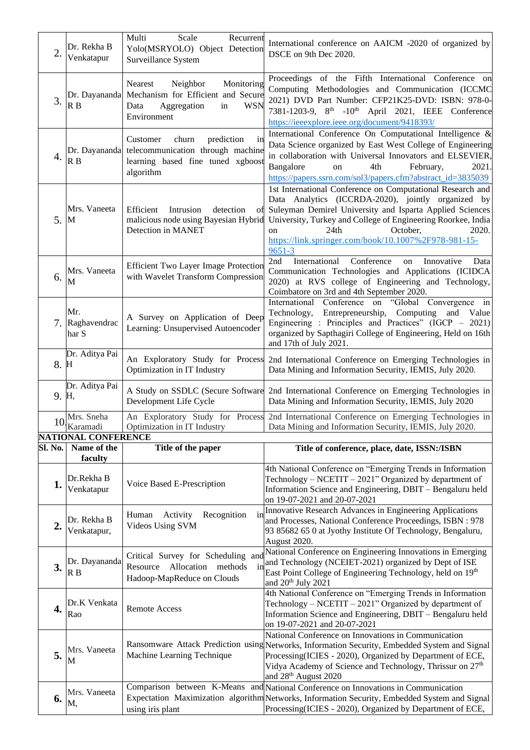| | | | |
|---|---|---|---|
| 2. | Dr. Rekha B Venkatapur | Multi Scale Recurrent Yolo(MSRYOLO) Object Detection Surveillance System | International conference on AAICM -2020 of organized by DSCE on 9th Dec 2020. |
| 3. | Dr. Dayananda R B | Nearest Neighbor Monitoring Mechanism for Efficient and Secure Data Aggregation in WSN Environment | Proceedings of the Fifth International Conference on Computing Methodologies and Communication (ICCMC 2021) DVD Part Number: CFP21K25-DVD: ISBN: 978-0-7381-1203-9, 8th -10th April 2021, IEEE Conference https://ieeexplore.ieee.org/document/9418393/ |
| 4. | Dr. Dayananda R B | Customer churn prediction in telecommunication through machine learning based fine tuned xgboost algorithm | International Conference On Computational Intelligence & Data Science organized by East West College of Engineering in collaboration with Universal Innovators and ELSEVIER, Bangalore on 4th February, 2021. https://papers.ssrn.com/sol3/papers.cfm?abstract_id=3835039 |
| 5. | Mrs. Vaneeta M | Efficient Intrusion detection of malicious node using Bayesian Hybrid Detection in MANET | 1st International Conference on Computational Research and Data Analytics (ICCRDA-2020), jointly organized by Suleyman Demirel University and Isparta Applied Sciences University, Turkey and College of Engineering Roorkee, India on 24th October, 2020. https://link.springer.com/book/10.1007%2F978-981-15-9651-3 |
| 6. | Mrs. Vaneeta M | Efficient Two Layer Image Protection with Wavelet Transform Compression | 2nd International Conference on Innovative Data Communication Technologies and Applications (ICIDCA 2020) at RVS college of Engineering and Technology, Coimbatore on 3rd and 4th September 2020. |
| 7. | Mr. Raghavendrachar S | A Survey on Application of Deep Learning: Unsupervised Autoencoder | International Conference on "Global Convergence in Technology, Entrepreneurship, Computing and Value Engineering : Principles and Practices" (IGCP – 2021) organized by Sapthagiri College of Engineering, Held on 16th and 17th of July 2021. |
| 8. | Dr. Aditya Pai H | An Exploratory Study for Process Optimization in IT Industry | 2nd International Conference on Emerging Technologies in Data Mining and Information Security, IEMIS, July 2020. |
| 9. | Dr. Aditya Pai H, | A Study on SSDLC (Secure Software Development Life Cycle | 2nd International Conference on Emerging Technologies in Data Mining and Information Security, IEMIS, July 2020 |
| 10. | Mrs. Sneha Karamadi | An Exploratory Study for Process Optimization in IT Industry | 2nd International Conference on Emerging Technologies in Data Mining and Information Security, IEMIS, July 2020. |

**NATIONAL CONFERENCE**

| Sl. No. | Name of the faculty | Title of the paper | Title of conference, place, date, ISSN:/ISBN |
|---|---|---|---|
| **1.** | Dr.Rekha B Venkatapur | Voice Based E-Prescription | 4th National Conference on "Emerging Trends in Information Technology – NCETIT – 2021" Organized by department of Information Science and Engineering, DBIT – Bengaluru held on 19-07-2021 and 20-07-2021 |
| **2.** | Dr. Rekha B Venkatapur, | Human Activity Recognition in Videos Using SVM | Innovative Research Advances in Engineering Applications and Processes, National Conference Proceedings, ISBN : 978 93 85682 65 0 at Jyothy Institute Of Technology, Bengaluru, August 2020. |
| **3.** | Dr. Dayananda R B | Critical Survey for Scheduling and Resource Allocation methods in Hadoop-MapReduce on Clouds | National Conference on Engineering Innovations in Emerging and Technology (NCEIET-2021) organized by Dept of ISE East Point College of Engineering Technology, held on 19th and 20th July 2021 |
| **4.** | Dr.K Venkata Rao | Remote Access | 4th National Conference on "Emerging Trends in Information Technology – NCETIT – 2021" Organized by department of Information Science and Engineering, DBIT – Bengaluru held on 19-07-2021 and 20-07-2021 |
| **5.** | Mrs. Vaneeta M | Ransomware Attack Prediction using Machine Learning Technique | National Conference on Innovations in Communication Networks, Information Security, Embedded System and Signal Processing(ICIES - 2020), Organized by Department of ECE, Vidya Academy of Science and Technology, Thrissur on 27th and 28th August 2020 |
| **6.** | Mrs. Vaneeta M, | Comparison between K-Means and Expectation Maximization algorithm using iris plant | National Conference on Innovations in Communication Networks, Information Security, Embedded System and Signal Processing(ICIES - 2020), Organized by Department of ECE, |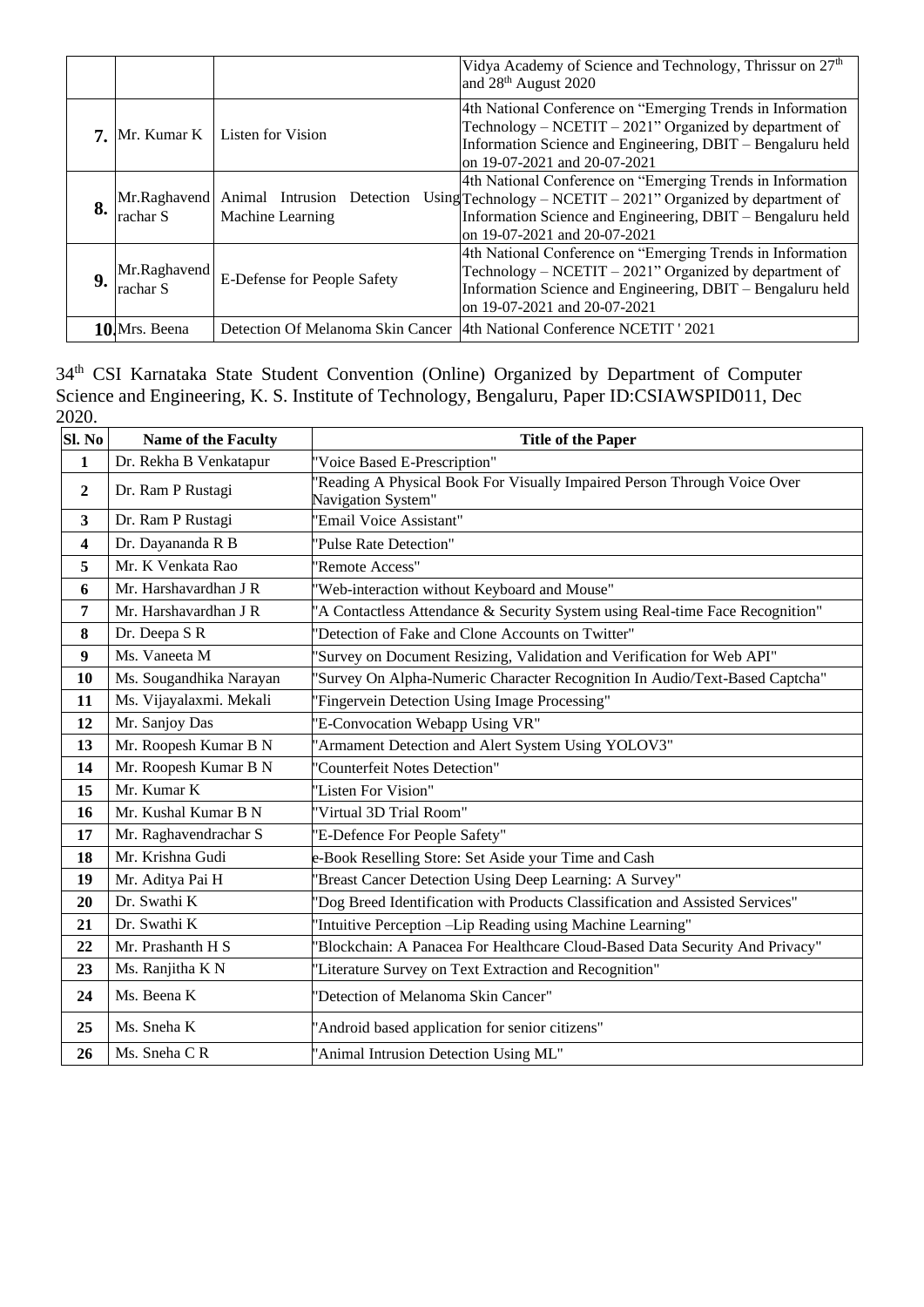|  |  |  | Vidya Academy of Science and Technology, Thrissur on 27th and 28th August 2020 |
|---|---|---|---|
| 7. | Mr. Kumar K | Listen for Vision | 4th National Conference on "Emerging Trends in Information Technology – NCETIT – 2021" Organized by department of Information Science and Engineering, DBIT – Bengaluru held on 19-07-2021 and 20-07-2021 |
| 8. | Mr.Raghavendrachar S | Animal Intrusion Detection Using Machine Learning | 4th National Conference on "Emerging Trends in Information Technology – NCETIT – 2021" Organized by department of Information Science and Engineering, DBIT – Bengaluru held on 19-07-2021 and 20-07-2021 |
| 9. | Mr.Raghavendrachar S | E-Defense for People Safety | 4th National Conference on "Emerging Trends in Information Technology – NCETIT – 2021" Organized by department of Information Science and Engineering, DBIT – Bengaluru held on 19-07-2021 and 20-07-2021 |
| 10. | Mrs. Beena | Detection Of Melanoma Skin Cancer | 4th National Conference NCETIT ' 2021 |

34th CSI Karnataka State Student Convention (Online) Organized by Department of Computer Science and Engineering, K. S. Institute of Technology, Bengaluru, Paper ID:CSIAWSPID011, Dec 2020.

| Sl. No | Name of the Faculty | Title of the Paper |
|---|---|---|
| 1 | Dr. Rekha B Venkatapur | "Voice Based E-Prescription" |
| 2 | Dr. Ram P Rustagi | "Reading A Physical Book For Visually Impaired Person Through Voice Over Navigation System" |
| 3 | Dr. Ram P Rustagi | "Email Voice Assistant" |
| 4 | Dr. Dayananda R B | "Pulse Rate Detection" |
| 5 | Mr. K Venkata Rao | "Remote Access" |
| 6 | Mr. Harshavardhan J R | "Web-interaction without Keyboard and Mouse" |
| 7 | Mr. Harshavardhan J R | "A Contactless Attendance & Security System using Real-time Face Recognition" |
| 8 | Dr. Deepa S R | "Detection of Fake and Clone Accounts on Twitter" |
| 9 | Ms. Vaneeta M | "Survey on Document Resizing, Validation and Verification for Web API" |
| 10 | Ms. Sougandhika Narayan | "Survey On Alpha-Numeric Character Recognition In Audio/Text-Based Captcha" |
| 11 | Ms. Vijayalaxmi. Mekali | "Fingervein Detection Using Image Processing" |
| 12 | Mr. Sanjoy Das | "E-Convocation Webapp Using VR" |
| 13 | Mr. Roopesh Kumar B N | "Armament Detection and Alert System Using YOLOV3" |
| 14 | Mr. Roopesh Kumar B N | "Counterfeit Notes Detection" |
| 15 | Mr. Kumar K | "Listen For Vision" |
| 16 | Mr. Kushal Kumar B N | "Virtual 3D Trial Room" |
| 17 | Mr. Raghavendrachar S | "E-Defence For People Safety" |
| 18 | Mr. Krishna Gudi | e-Book Reselling Store: Set Aside your Time and Cash |
| 19 | Mr. Aditya Pai H | "Breast Cancer Detection Using Deep Learning: A Survey" |
| 20 | Dr. Swathi K | "Dog Breed Identification with Products Classification and Assisted Services" |
| 21 | Dr. Swathi K | "Intuitive Perception –Lip Reading using Machine Learning" |
| 22 | Mr. Prashanth H S | "Blockchain: A Panacea For Healthcare Cloud-Based Data Security And Privacy" |
| 23 | Ms. Ranjitha K N | "Literature Survey on Text Extraction and Recognition" |
| 24 | Ms. Beena K | "Detection of Melanoma Skin Cancer" |
| 25 | Ms. Sneha K | "Android based application for senior citizens" |
| 26 | Ms. Sneha C R | "Animal Intrusion Detection Using ML" |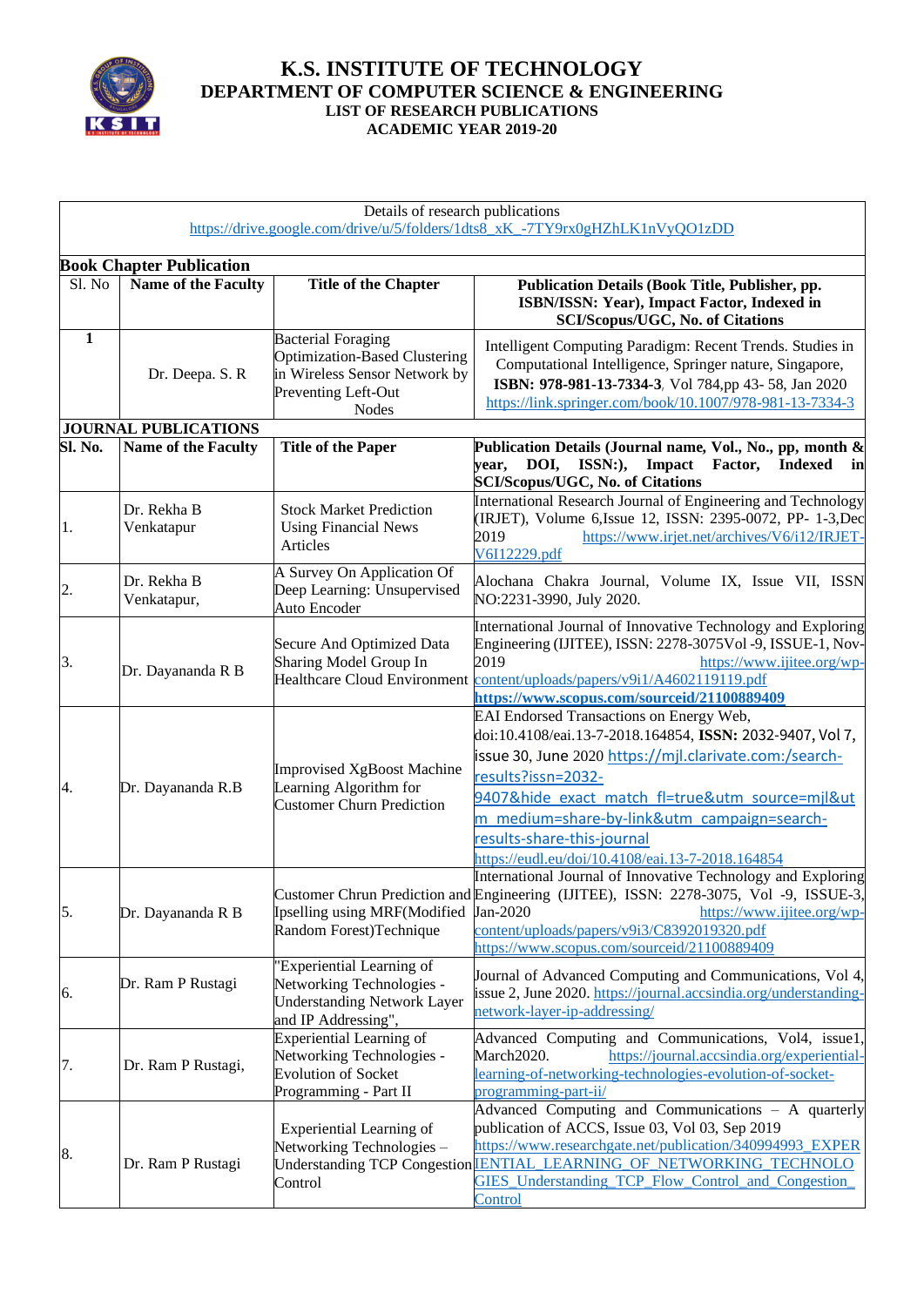# K.S. INSTITUTE OF TECHNOLOGY

## DEPARTMENT OF COMPUTER SCIENCE & ENGINEERING

### LIST OF RESEARCH PUBLICATIONS

### ACADEMIC YEAR 2019-20

Details of research publications
https://drive.google.com/drive/u/5/folders/1dts8_xK_-7TY9rx0gHZhLK1nVyQO1zDD

**Book Chapter Publication**

| Sl. No | Name of the Faculty | Title of the Chapter | Publication Details (Book Title, Publisher, pp. ISBN/ISSN: Year), Impact Factor, Indexed in SCI/Scopus/UGC, No. of Citations |
|---|---|---|---|
| 1 | Dr. Deepa. S. R | Bacterial Foraging Optimization-Based Clustering in Wireless Sensor Network by Preventing Left-Out Nodes | Intelligent Computing Paradigm: Recent Trends. Studies in Computational Intelligence, Springer nature, Singapore, **ISBN: 978-981-13-7334-3**, Vol 784,pp 43- 58, Jan 2020 https://link.springer.com/book/10.1007/978-981-13-7334-3 |

**JOURNAL PUBLICATIONS**

| Sl. No. | Name of the Faculty | Title of the Paper | Publication Details (Journal name, Vol., No., pp, month & year, DOI, ISSN:), Impact Factor, Indexed in SCI/Scopus/UGC, No. of Citations |
|---|---|---|---|
| 1. | Dr. Rekha B Venkatapur | Stock Market Prediction Using Financial News Articles | International Research Journal of Engineering and Technology (IRJET), Volume 6,Issue 12, ISSN: 2395-0072, PP- 1-3,Dec 2019 https://www.irjet.net/archives/V6/i12/IRJET-V6I12229.pdf |
| 2. | Dr. Rekha B Venkatapur, | A Survey On Application Of Deep Learning: Unsupervised Auto Encoder | Alochana Chakra Journal, Volume IX, Issue VII, ISSN NO:2231-3990, July 2020. |
| 3. | Dr. Dayananda R B | Secure And Optimized Data Sharing Model Group In Healthcare Cloud Environment | International Journal of Innovative Technology and Exploring Engineering (IJITEE), ISSN: 2278-3075Vol -9, ISSUE-1, Nov-2019 https://www.ijitee.org/wp-content/uploads/papers/v9i1/A4602119119.pdf **https://www.scopus.com/sourceid/21100889409** |
| 4. | Dr. Dayananda R.B | Improvised XgBoost Machine Learning Algorithm for Customer Churn Prediction | EAI Endorsed Transactions on Energy Web, doi:10.4108/eai.13-7-2018.164854, **ISSN:** 2032-9407, Vol 7, issue 30, June 2020 https://mjl.clarivate.com:/search-results?issn=2032-9407&hide_exact_match_fl=true&utm_source=mjl&utm_medium=share-by-link&utm_campaign=search-results-share-this-journal https://eudl.eu/doi/10.4108/eai.13-7-2018.164854 |
| 5. | Dr. Dayananda R B | Customer Chrun Prediction and Ipselling using MRF(Modified Random Forest)Technique | International Journal of Innovative Technology and Exploring Engineering (IJITEE), ISSN: 2278-3075, Vol -9, ISSUE-3, Jan-2020 https://www.ijitee.org/wp-content/uploads/papers/v9i3/C8392019320.pdf https://www.scopus.com/sourceid/21100889409 |
| 6. | Dr. Ram P Rustagi | "Experiential Learning of Networking Technologies - Understanding Network Layer and IP Addressing", | Journal of Advanced Computing and Communications, Vol 4, issue 2, June 2020. https://journal.accsindia.org/understanding-network-layer-ip-addressing/ |
| 7. | Dr. Ram P Rustagi, | Experiential Learning of Networking Technologies - Evolution of Socket Programming - Part II | Advanced Computing and Communications, Vol4, issue1, March2020. https://journal.accsindia.org/experiential-learning-of-networking-technologies-evolution-of-socket-programming-part-ii/ |
| 8. | Dr. Ram P Rustagi | Experiential Learning of Networking Technologies – Understanding TCP Congestion Control | Advanced Computing and Communications – A quarterly publication of ACCS, Issue 03, Vol 03, Sep 2019 https://www.researchgate.net/publication/340994993_EXPERIENTIAL_LEARNING_OF_NETWORKING_TECHNOLOGIES_Understanding_TCP_Flow_Control_and_Congestion_Control |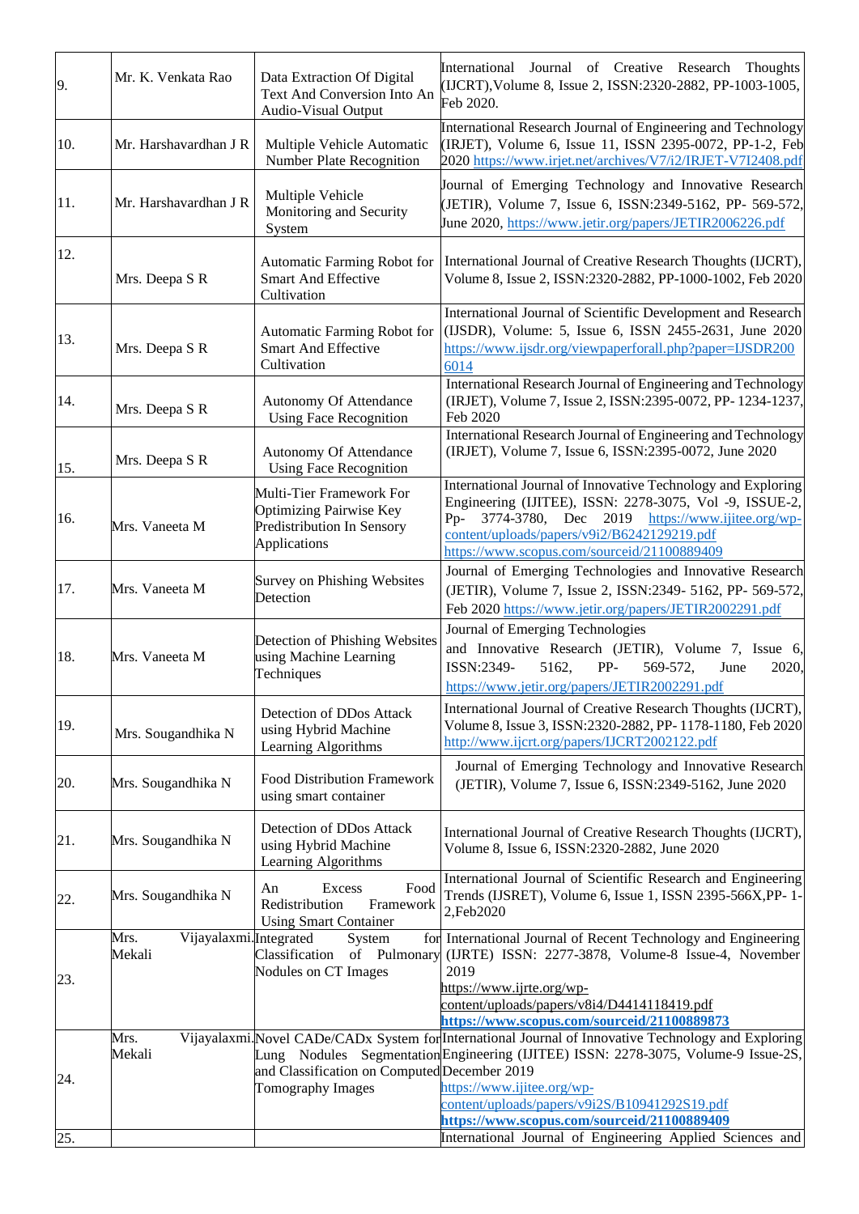| | | | |
|---|---|---|---|
| 9. | Mr. K. Venkata Rao | Data Extraction Of Digital Text And Conversion Into An Audio-Visual Output | International Journal of Creative Research Thoughts (IJCRT),Volume 8, Issue 2, ISSN:2320-2882, PP-1003-1005, Feb 2020. |
| 10. | Mr. Harshavardhan J R | Multiple Vehicle Automatic Number Plate Recognition | International Research Journal of Engineering and Technology (IRJET), Volume 6, Issue 11, ISSN 2395-0072, PP-1-2, Feb 2020 https://www.irjet.net/archives/V7/i2/IRJET-V7I2408.pdf |
| 11. | Mr. Harshavardhan J R | Multiple Vehicle Monitoring and Security System | Journal of Emerging Technology and Innovative Research (JETIR), Volume 7, Issue 6, ISSN:2349-5162, PP- 569-572, June 2020, https://www.jetir.org/papers/JETIR2006226.pdf |
| 12. | Mrs. Deepa S R | Automatic Farming Robot for Smart And Effective Cultivation | International Journal of Creative Research Thoughts (IJCRT), Volume 8, Issue 2, ISSN:2320-2882, PP-1000-1002, Feb 2020 |
| 13. | Mrs. Deepa S R | Automatic Farming Robot for Smart And Effective Cultivation | International Journal of Scientific Development and Research (IJSDR), Volume: 5, Issue 6, ISSN 2455-2631, June 2020 https://www.ijsdr.org/viewpaperforall.php?paper=IJSDR2006014 |
| 14. | Mrs. Deepa S R | Autonomy Of Attendance Using Face Recognition | International Research Journal of Engineering and Technology (IRJET), Volume 7, Issue 2, ISSN:2395-0072, PP- 1234-1237, Feb 2020 |
| 15. | Mrs. Deepa S R | Autonomy Of Attendance Using Face Recognition | International Research Journal of Engineering and Technology (IRJET), Volume 7, Issue 6, ISSN:2395-0072, June 2020 |
| 16. | Mrs. Vaneeta M | Multi-Tier Framework For Optimizing Pairwise Key Predistribution In Sensory Applications | International Journal of Innovative Technology and Exploring Engineering (IJITEE), ISSN: 2278-3075, Vol -9, ISSUE-2, Pp- 3774-3780, Dec 2019 https://www.ijitee.org/wp-content/uploads/papers/v9i2/B6242129219.pdf https://www.scopus.com/sourceid/21100889409 |
| 17. | Mrs. Vaneeta M | Survey on Phishing Websites Detection | Journal of Emerging Technologies and Innovative Research (JETIR), Volume 7, Issue 2, ISSN:2349- 5162, PP- 569-572, Feb 2020 https://www.jetir.org/papers/JETIR2002291.pdf |
| 18. | Mrs. Vaneeta M | Detection of Phishing Websites using Machine Learning Techniques | Journal of Emerging Technologies and Innovative Research (JETIR), Volume 7, Issue 6, ISSN:2349- 5162, PP- 569-572, June 2020, https://www.jetir.org/papers/JETIR2002291.pdf |
| 19. | Mrs. Sougandhika N | Detection of DDos Attack using Hybrid Machine Learning Algorithms | International Journal of Creative Research Thoughts (IJCRT), Volume 8, Issue 3, ISSN:2320-2882, PP- 1178-1180, Feb 2020 http://www.ijcrt.org/papers/IJCRT2002122.pdf |
| 20. | Mrs. Sougandhika N | Food Distribution Framework using smart container | Journal of Emerging Technology and Innovative Research (JETIR), Volume 7, Issue 6, ISSN:2349-5162, June 2020 |
| 21. | Mrs. Sougandhika N | Detection of DDos Attack using Hybrid Machine Learning Algorithms | International Journal of Creative Research Thoughts (IJCRT), Volume 8, Issue 6, ISSN:2320-2882, June 2020 |
| 22. | Mrs. Sougandhika N | An Excess Food Redistribution Framework Using Smart Container | International Journal of Scientific Research and Engineering Trends (IJSRET), Volume 6, Issue 1, ISSN 2395-566X,PP- 1-2,Feb2020 |
| 23. | Mrs. Vijayalaxmi. Mekali | Integrated System for Classification of Pulmonary Nodules on CT Images | International Journal of Recent Technology and Engineering (IJRTE) ISSN: 2277-3878, Volume-8 Issue-4, November 2019 https://www.ijrte.org/wp-content/uploads/papers/v8i4/D4414118419.pdf **https://www.scopus.com/sourceid/21100889873** |
| 24. | Mrs. Vijayalaxmi. Mekali | Novel CADe/CADx System for Lung Nodules Segmentation and Classification on Computed Tomography Images | International Journal of Innovative Technology and Exploring Engineering (IJITEE) ISSN: 2278-3075, Volume-9 Issue-2S, December 2019 https://www.ijitee.org/wp-content/uploads/papers/v9i2S/B10941292S19.pdf **https://www.scopus.com/sourceid/21100889409** |
| 25. | | | International Journal of Engineering Applied Sciences and |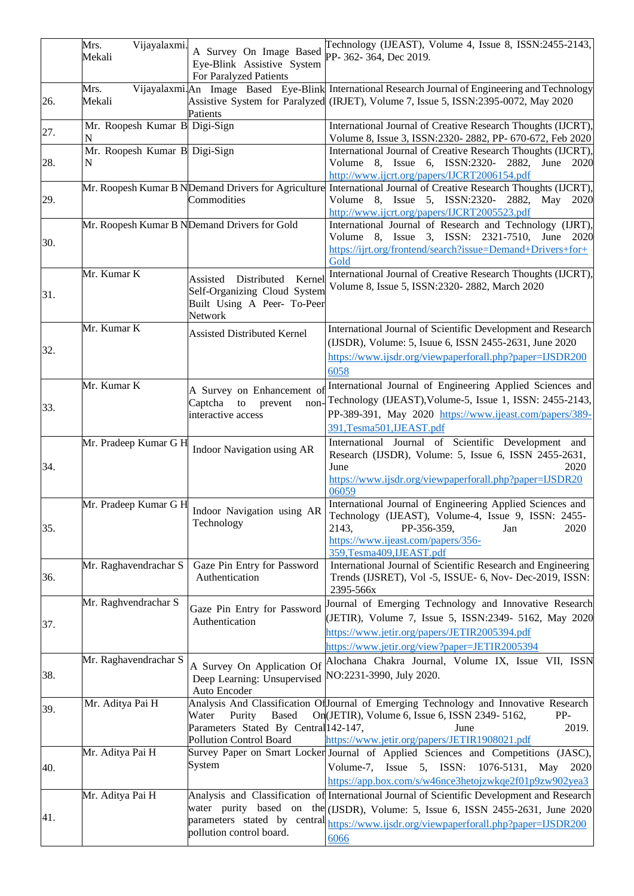| | Mrs. Vijayalaxmi. Mekali | A Survey On Image Based Eye-Blink Assistive System For Paralyzed Patients | Technology (IJEAST), Volume 4, Issue 8, ISSN:2455-2143, PP- 362- 364, Dec 2019. |
|---|---|---|---|
| 26. | Mrs. Vijayalaxmi. Mekali | An Image Based Eye-Blink Assistive System for Paralyzed Patients | International Research Journal of Engineering and Technology (IRJET), Volume 7, Issue 5, ISSN:2395-0072, May 2020 |
| 27. | Mr. Roopesh Kumar B N | Digi-Sign | International Journal of Creative Research Thoughts (IJCRT), Volume 8, Issue 3, ISSN:2320- 2882, PP- 670-672, Feb 2020 |
| 28. | Mr. Roopesh Kumar B N | Digi-Sign | International Journal of Creative Research Thoughts (IJCRT), Volume 8, Issue 6, ISSN:2320- 2882, June 2020 http://www.ijcrt.org/papers/IJCRT2006154.pdf |
| 29. | Mr. Roopesh Kumar B N | Demand Drivers for Agriculture Commodities | International Journal of Creative Research Thoughts (IJCRT), Volume 8, Issue 5, ISSN:2320- 2882, May 2020 http://www.ijcrt.org/papers/IJCRT2005523.pdf |
| 30. | Mr. Roopesh Kumar B N | Demand Drivers for Gold | International Journal of Research and Technology (IJRT), Volume 8, Issue 3, ISSN: 2321-7510, June 2020 https://ijrt.org/frontend/search?issue=Demand+Drivers+for+Gold |
| 31. | Mr. Kumar K | Assisted Distributed Kernel Self-Organizing Cloud System Built Using A Peer- To-Peer Network | International Journal of Creative Research Thoughts (IJCRT), Volume 8, Issue 5, ISSN:2320- 2882, March 2020 |
| 32. | Mr. Kumar K | Assisted Distributed Kernel | International Journal of Scientific Development and Research (IJSDR), Volume: 5, Isuue 6, ISSN 2455-2631, June 2020 https://www.ijsdr.org/viewpaperforall.php?paper=IJSDR2006058 |
| 33. | Mr. Kumar K | A Survey on Enhancement of Captcha to prevent non-interactive access | International Journal of Engineering Applied Sciences and Technology (IJEAST),Volume-5, Issue 1, ISSN: 2455-2143, PP-389-391, May 2020 https://www.ijeast.com/papers/389-391,Tesma501,IJEAST.pdf |
| 34. | Mr. Pradeep Kumar G H | Indoor Navigation using AR | International Journal of Scientific Development and Research (IJSDR), Volume: 5, Issue 6, ISSN 2455-2631, June 2020 https://www.ijsdr.org/viewpaperforall.php?paper=IJSDR2006059 |
| 35. | Mr. Pradeep Kumar G H | Indoor Navigation using AR Technology | International Journal of Engineering Applied Sciences and Technology (IJEAST), Volume-4, Issue 9, ISSN: 2455-2143, PP-356-359, Jan 2020 https://www.ijeast.com/papers/356-359,Tesma409,IJEAST.pdf |
| 36. | Mr. Raghavendrachar S | Gaze Pin Entry for Password Authentication | International Journal of Scientific Research and Engineering Trends (IJSRET), Vol -5, ISSUE- 6, Nov- Dec-2019, ISSN: 2395-566x |
| 37. | Mr. Raghvendrachar S | Gaze Pin Entry for Password Authentication | Journal of Emerging Technology and Innovative Research (JETIR), Volume 7, Issue 5, ISSN:2349- 5162, May 2020 https://www.jetir.org/papers/JETIR2005394.pdf https://www.jetir.org/view?paper=JETIR2005394 |
| 38. | Mr. Raghavendrachar S | A Survey On Application Of Deep Learning: Unsupervised Auto Encoder | Alochana Chakra Journal, Volume IX, Issue VII, ISSN NO:2231-3990, July 2020. |
| 39. | Mr. Aditya Pai H | Analysis And Classification Of Water Purity Based On Parameters Stated By Central Pollution Control Board | Journal of Emerging Technology and Innovative Research (JETIR), Volume 6, Issue 6, ISSN 2349- 5162, PP-142-147, June 2019. https://www.jetir.org/papers/JETIR1908021.pdf |
| 40. | Mr. Aditya Pai H | Survey Paper on Smart Locker System | Journal of Applied Sciences and Competitions (JASC), Volume-7, Issue 5, ISSN: 1076-5131, May 2020 https://app.box.com/s/w46nce3hetojzwkqe2f01p9zw902yea3 |
| 41. | Mr. Aditya Pai H | Analysis and Classification of water purity based on the parameters stated by central pollution control board. | International Journal of Scientific Development and Research (IJSDR), Volume: 5, Issue 6, ISSN 2455-2631, June 2020 https://www.ijsdr.org/viewpaperforall.php?paper=IJSDR2006066 |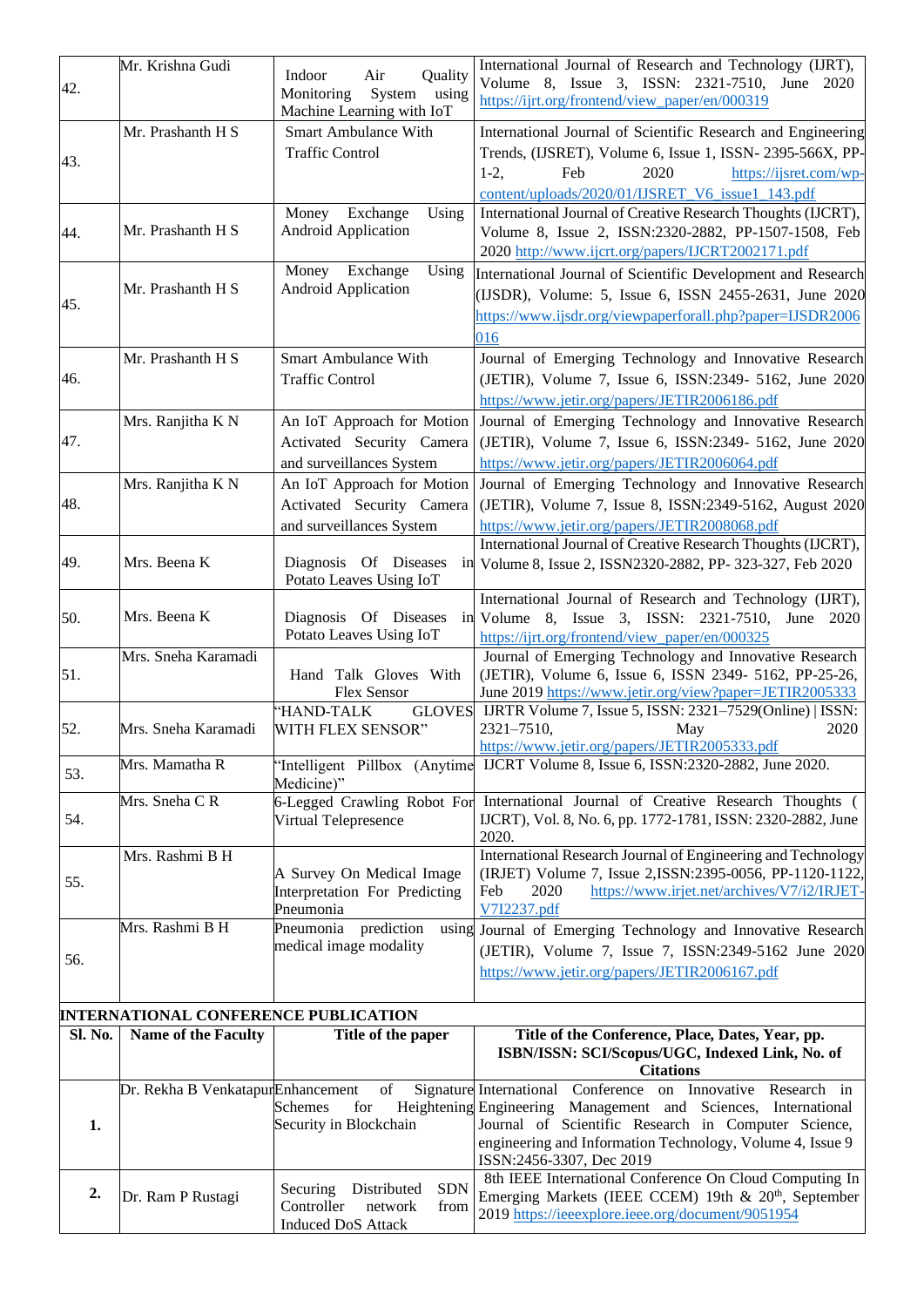| | | | |
|---|---|---|---|
| 42. | Mr. Krishna Gudi | Indoor Air Quality Monitoring System using Machine Learning with IoT | International Journal of Research and Technology (IJRT), Volume 8, Issue 3, ISSN: 2321-7510, June 2020 https://ijrt.org/frontend/view_paper/en/000319 |
| 43. | Mr. Prashanth H S | Smart Ambulance With Traffic Control | International Journal of Scientific Research and Engineering Trends, (IJSRET), Volume 6, Issue 1, ISSN- 2395-566X, PP-1-2, Feb 2020 https://ijsret.com/wp-content/uploads/2020/01/IJSRET_V6_issue1_143.pdf |
| 44. | Mr. Prashanth H S | Money Exchange Using Android Application | International Journal of Creative Research Thoughts (IJCRT), Volume 8, Issue 2, ISSN:2320-2882, PP-1507-1508, Feb 2020 http://www.ijcrt.org/papers/IJCRT2002171.pdf |
| 45. | Mr. Prashanth H S | Money Exchange Using Android Application | International Journal of Scientific Development and Research (IJSDR), Volume: 5, Issue 6, ISSN 2455-2631, June 2020 https://www.ijsdr.org/viewpaperforall.php?paper=IJSDR2006016 |
| 46. | Mr. Prashanth H S | Smart Ambulance With Traffic Control | Journal of Emerging Technology and Innovative Research (JETIR), Volume 7, Issue 6, ISSN:2349- 5162, June 2020 https://www.jetir.org/papers/JETIR2006186.pdf |
| 47. | Mrs. Ranjitha K N | An IoT Approach for Motion Activated Security Camera and surveillances System | Journal of Emerging Technology and Innovative Research (JETIR), Volume 7, Issue 6, ISSN:2349- 5162, June 2020 https://www.jetir.org/papers/JETIR2006064.pdf |
| 48. | Mrs. Ranjitha K N | An IoT Approach for Motion Activated Security Camera and surveillances System | Journal of Emerging Technology and Innovative Research (JETIR), Volume 7, Issue 8, ISSN:2349-5162, August 2020 https://www.jetir.org/papers/JETIR2008068.pdf |
| 49. | Mrs. Beena K | Diagnosis Of Diseases in Potato Leaves Using IoT | International Journal of Creative Research Thoughts (IJCRT), Volume 8, Issue 2, ISSN2320-2882, PP- 323-327, Feb 2020 |
| 50. | Mrs. Beena K | Diagnosis Of Diseases in Potato Leaves Using IoT | International Journal of Research and Technology (IJRT), Volume 8, Issue 3, ISSN: 2321-7510, June 2020 https://ijrt.org/frontend/view_paper/en/000325 |
| 51. | Mrs. Sneha Karamadi | Hand Talk Gloves With Flex Sensor | Journal of Emerging Technology and Innovative Research (JETIR), Volume 6, Issue 6, ISSN 2349- 5162, PP-25-26, June 2019 https://www.jetir.org/view?paper=JETIR2005333 |
| 52. | Mrs. Sneha Karamadi | "HAND-TALK GLOVES WITH FLEX SENSOR" | IJRTR Volume 7, Issue 5, ISSN: 2321–7529(Online) \| ISSN: 2321–7510, May 2020 https://www.jetir.org/papers/JETIR2005333.pdf |
| 53. | Mrs. Mamatha R | "Intelligent Pillbox (Anytime Medicine)" | IJCRT Volume 8, Issue 6, ISSN:2320-2882, June 2020. |
| 54. | Mrs. Sneha C R | 6-Legged Crawling Robot For Virtual Telepresence | International Journal of Creative Research Thoughts ( IJCRT), Vol. 8, No. 6, pp. 1772-1781, ISSN: 2320-2882, June 2020. |
| 55. | Mrs. Rashmi B H | A Survey On Medical Image Interpretation For Predicting Pneumonia | International Research Journal of Engineering and Technology (IRJET) Volume 7, Issue 2,ISSN:2395-0056, PP-1120-1122, Feb 2020 https://www.irjet.net/archives/V7/i2/IRJET-V7I2237.pdf |
| 56. | Mrs. Rashmi B H | Pneumonia prediction using medical image modality | Journal of Emerging Technology and Innovative Research (JETIR), Volume 7, Issue 7, ISSN:2349-5162 June 2020 https://www.jetir.org/papers/JETIR2006167.pdf |

**INTERNATIONAL CONFERENCE PUBLICATION**

| Sl. No. | Name of the Faculty | Title of the paper | Title of the Conference, Place, Dates, Year, pp. ISBN/ISSN: SCI/Scopus/UGC, Indexed Link, No. of Citations |
|---|---|---|---|
| 1. | Dr. Rekha B Venkatapur | Enhancement of Signature Schemes for Heightening Security in Blockchain | International Conference on Innovative Research in Engineering Management and Sciences, International Journal of Scientific Research in Computer Science, engineering and Information Technology, Volume 4, Issue 9 ISSN:2456-3307, Dec 2019 |
| 2. | Dr. Ram P Rustagi | Securing Distributed SDN Controller network from Induced DoS Attack | 8th IEEE International Conference On Cloud Computing In Emerging Markets (IEEE CCEM) 19th & 20th, September 2019 https://ieeexplore.ieee.org/document/9051954 |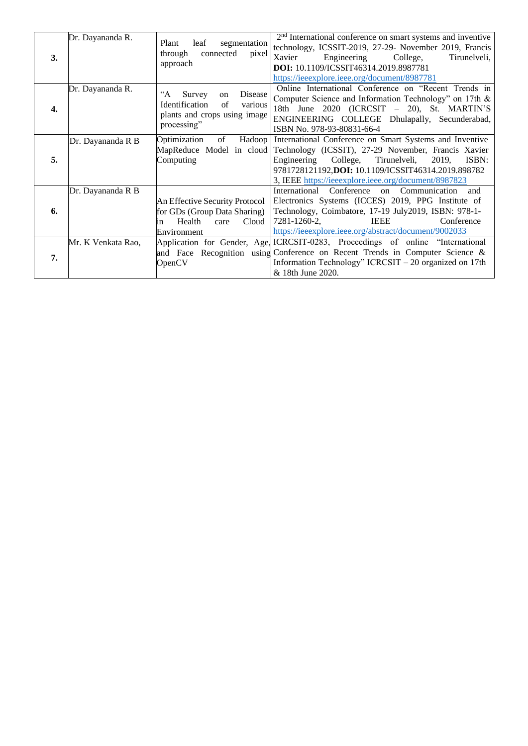| | | | |
|---|---|---|---|
| **3.** | Dr. Dayananda R. | Plant leaf segmentation through connected pixel approach | 2nd International conference on smart systems and inventive technology, ICSSIT-2019, 27-29- November 2019, Francis Xavier Engineering College, Tirunelveli, **DOI:** 10.1109/ICSSIT46314.2019.8987781 https://ieeexplore.ieee.org/document/8987781 |
| **4.** | Dr. Dayananda R. | "A Survey on Disease Identification of various plants and crops using image processing" | Online International Conference on "Recent Trends in Computer Science and Information Technology" on 17th & 18th June 2020 (ICRCSIT – 20), St. MARTIN'S ENGINEERING COLLEGE Dhulapally, Secunderabad, ISBN No. 978-93-80831-66-4 |
| **5.** | Dr. Dayananda R B | Optimization of Hadoop MapReduce Model in cloud Computing | International Conference on Smart Systems and Inventive Technology (ICSSIT), 27-29 November, Francis Xavier Engineering College, Tirunelveli, 2019, ISBN: 9781728121192,**DOI:** 10.1109/ICSSIT46314.2019.8987823, IEEE https://ieeexplore.ieee.org/document/8987823 |
| **6.** | Dr. Dayananda R B | An Effective Security Protocol for GDs (Group Data Sharing) in Health care Cloud Environment | International Conference on Communication and Electronics Systems (ICCES) 2019, PPG Institute of Technology, Coimbatore, 17-19 July2019, ISBN: 978-1-7281-1260-2, IEEE Conference https://ieeexplore.ieee.org/abstract/document/9002033 |
| **7.** | Mr. K Venkata Rao, | Application for Gender, Age, and Face Recognition using OpenCV | ICRCSIT-0283, Proceedings of online "International Conference on Recent Trends in Computer Science & Information Technology" ICRCSIT – 20 organized on 17th & 18th June 2020. |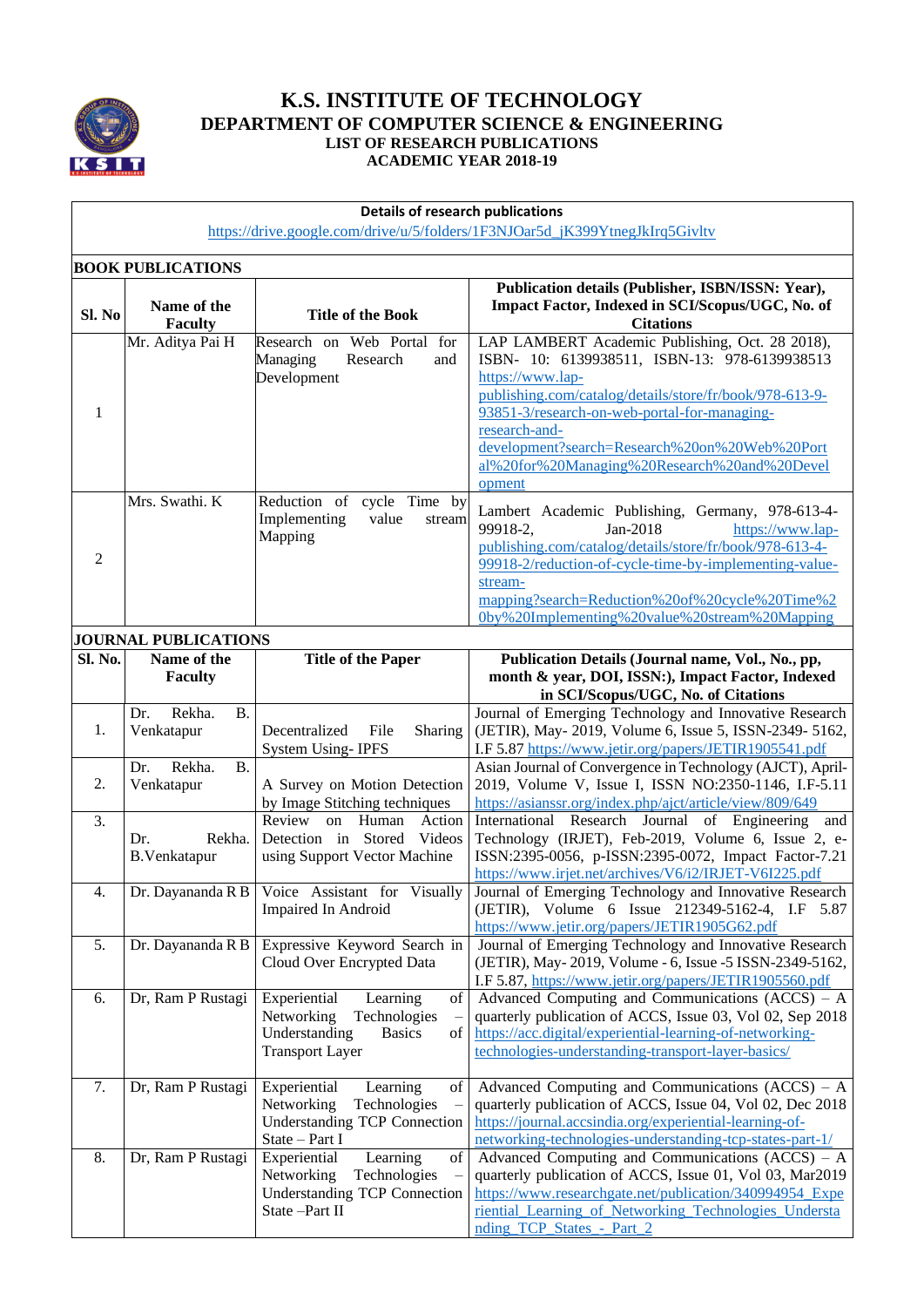# K.S. INSTITUTE OF TECHNOLOGY

## DEPARTMENT OF COMPUTER SCIENCE & ENGINEERING

### LIST OF RESEARCH PUBLICATIONS

### ACADEMIC YEAR 2018-19

**Details of research publications**

https://drive.google.com/drive/u/5/folders/1F3NJOar5d_jK399YtnegJkIrq5Givltv

**BOOK PUBLICATIONS**

| Sl. No | Name of the Faculty | Title of the Book | Publication details (Publisher, ISBN/ISSN: Year), Impact Factor, Indexed in SCI/Scopus/UGC, No. of Citations |
|---|---|---|---|
| 1 | Mr. Aditya Pai H | Research on Web Portal for Managing Research and Development | LAP LAMBERT Academic Publishing, Oct. 28 2018), ISBN- 10: 6139938511, ISBN-13: 978-6139938513 https://www.lap-publishing.com/catalog/details/store/fr/book/978-613-9-93851-3/research-on-web-portal-for-managing-research-and-development?search=Research%20on%20Web%20Portal%20for%20Managing%20Research%20and%20Development |
| 2 | Mrs. Swathi. K | Reduction of cycle Time by Implementing value stream Mapping | Lambert Academic Publishing, Germany, 978-613-4-99918-2, Jan-2018 https://www.lap-publishing.com/catalog/details/store/fr/book/978-613-4-99918-2/reduction-of-cycle-time-by-implementing-value-stream-mapping?search=Reduction%20of%20cycle%20Time%20by%20Implementing%20value%20stream%20Mapping |

**JOURNAL PUBLICATIONS**

| Sl. No. | Name of the Faculty | Title of the Paper | Publication Details (Journal name, Vol., No., pp, month & year, DOI, ISSN:), Impact Factor, Indexed in SCI/Scopus/UGC, No. of Citations |
|---|---|---|---|
| 1. | Dr. Rekha. B. Venkatapur | Decentralized File Sharing System Using- IPFS | Journal of Emerging Technology and Innovative Research (JETIR), May- 2019, Volume 6, Issue 5, ISSN-2349- 5162, I.F 5.87 https://www.jetir.org/papers/JETIR1905541.pdf |
| 2. | Dr. Rekha. B. Venkatapur | A Survey on Motion Detection by Image Stitching techniques | Asian Journal of Convergence in Technology (AJCT), April-2019, Volume V, Issue I, ISSN NO:2350-1146, I.F-5.11 https://asianssr.org/index.php/ajct/article/view/809/649 |
| 3. | Dr. Rekha. B.Venkatapur | Review on Human Action Detection in Stored Videos using Support Vector Machine | International Research Journal of Engineering and Technology (IRJET), Feb-2019, Volume 6, Issue 2, e-ISSN:2395-0056, p-ISSN:2395-0072, Impact Factor-7.21 https://www.irjet.net/archives/V6/i2/IRJET-V6I225.pdf |
| 4. | Dr. Dayananda R B | Voice Assistant for Visually Impaired In Android | Journal of Emerging Technology and Innovative Research (JETIR), Volume 6 Issue 212349-5162-4, I.F 5.87 https://www.jetir.org/papers/JETIR1905G62.pdf |
| 5. | Dr. Dayananda R B | Expressive Keyword Search in Cloud Over Encrypted Data | Journal of Emerging Technology and Innovative Research (JETIR), May- 2019, Volume - 6, Issue -5 ISSN-2349-5162, I.F 5.87, https://www.jetir.org/papers/JETIR1905560.pdf |
| 6. | Dr, Ram P Rustagi | Experiential Learning of Networking Technologies – Understanding Basics of Transport Layer | Advanced Computing and Communications (ACCS) – A quarterly publication of ACCS, Issue 03, Vol 02, Sep 2018 https://acc.digital/experiential-learning-of-networking-technologies-understanding-transport-layer-basics/ |
| 7. | Dr, Ram P Rustagi | Experiential Learning of Networking Technologies – Understanding TCP Connection State – Part I | Advanced Computing and Communications (ACCS) – A quarterly publication of ACCS, Issue 04, Vol 02, Dec 2018 https://journal.accsindia.org/experiential-learning-of-networking-technologies-understanding-tcp-states-part-1/ |
| 8. | Dr, Ram P Rustagi | Experiential Learning of Networking Technologies – Understanding TCP Connection State –Part II | Advanced Computing and Communications (ACCS) – A quarterly publication of ACCS, Issue 01, Vol 03, Mar2019 https://www.researchgate.net/publication/340994954_Experiential_Learning_of_Networking_Technologies_Understanding_TCP_States_-_Part_2 |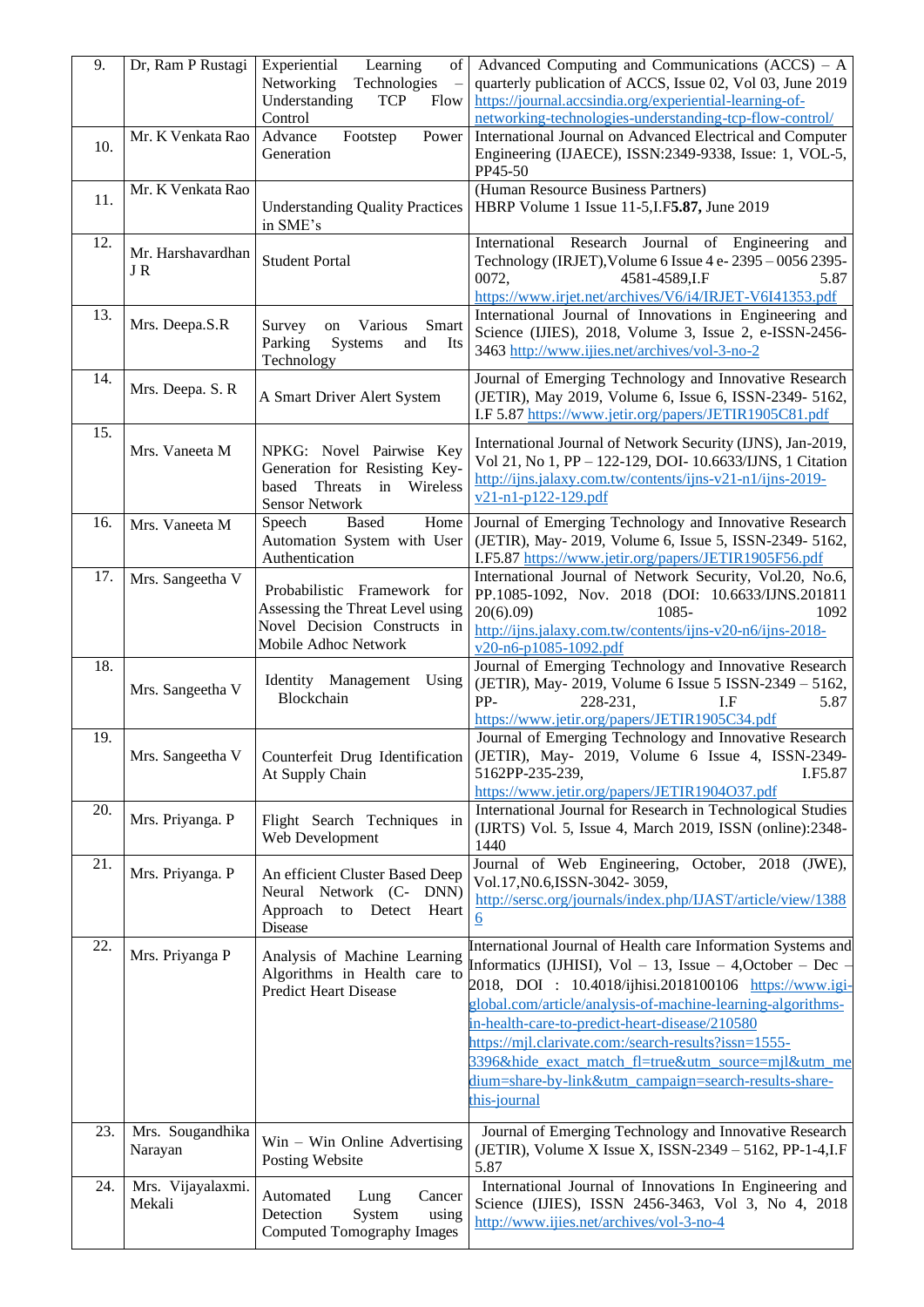| 9. | Dr, Ram P Rustagi | Experiential Learning of Networking Technologies – Understanding TCP Flow Control | Advanced Computing and Communications (ACCS) – A quarterly publication of ACCS, Issue 02, Vol 03, June 2019 https://journal.accsindia.org/experiential-learning-of-networking-technologies-understanding-tcp-flow-control/ |
|---|---|---|---|
| 10. | Mr. K Venkata Rao | Advance Footstep Power Generation | International Journal on Advanced Electrical and Computer Engineering (IJAECE), ISSN:2349-9338, Issue: 1, VOL-5, PP45-50 |
| 11. | Mr. K Venkata Rao | Understanding Quality Practices in SME's | (Human Resource Business Partners) HBRP Volume 1 Issue 11-5,I.F**5.87,** June 2019 |
| 12. | Mr. Harshavardhan J R | Student Portal | International Research Journal of Engineering and Technology (IRJET),Volume 6 Issue 4 e- 2395 – 0056 2395-0072, 4581-4589,I.F 5.87 https://www.irjet.net/archives/V6/i4/IRJET-V6I41353.pdf |
| 13. | Mrs. Deepa.S.R | Survey on Various Smart Parking Systems and Its Technology | International Journal of Innovations in Engineering and Science (IJIES), 2018, Volume 3, Issue 2, e-ISSN-2456-3463 http://www.ijies.net/archives/vol-3-no-2 |
| 14. | Mrs. Deepa. S. R | A Smart Driver Alert System | Journal of Emerging Technology and Innovative Research (JETIR), May 2019, Volume 6, Issue 6, ISSN-2349- 5162, I.F 5.87 https://www.jetir.org/papers/JETIR1905C81.pdf |
| 15. | Mrs. Vaneeta M | NPKG: Novel Pairwise Key Generation for Resisting Key-based Threats in Wireless Sensor Network | International Journal of Network Security (IJNS), Jan-2019, Vol 21, No 1, PP – 122-129, DOI- 10.6633/IJNS, 1 Citation http://ijns.jalaxy.com.tw/contents/ijns-v21-n1/ijns-2019-v21-n1-p122-129.pdf |
| 16. | Mrs. Vaneeta M | Speech Based Home Automation System with User Authentication | Journal of Emerging Technology and Innovative Research (JETIR), May- 2019, Volume 6, Issue 5, ISSN-2349- 5162, I.F5.87 https://www.jetir.org/papers/JETIR1905F56.pdf |
| 17. | Mrs. Sangeetha V | Probabilistic Framework for Assessing the Threat Level using Novel Decision Constructs in Mobile Adhoc Network | International Journal of Network Security, Vol.20, No.6, PP.1085-1092, Nov. 2018 (DOI: 10.6633/IJNS.201811 20(6).09) 1085- 1092 http://ijns.jalaxy.com.tw/contents/ijns-v20-n6/ijns-2018-v20-n6-p1085-1092.pdf |
| 18. | Mrs. Sangeetha V | Identity Management Using Blockchain | Journal of Emerging Technology and Innovative Research (JETIR), May- 2019, Volume 6 Issue 5 ISSN-2349 – 5162, PP- 228-231, I.F 5.87 https://www.jetir.org/papers/JETIR1905C34.pdf |
| 19. | Mrs. Sangeetha V | Counterfeit Drug Identification At Supply Chain | Journal of Emerging Technology and Innovative Research (JETIR), May- 2019, Volume 6 Issue 4, ISSN-2349-5162PP-235-239, I.F5.87 https://www.jetir.org/papers/JETIR1904O37.pdf |
| 20. | Mrs. Priyanga. P | Flight Search Techniques in Web Development | International Journal for Research in Technological Studies (IJRTS) Vol. 5, Issue 4, March 2019, ISSN (online):2348-1440 |
| 21. | Mrs. Priyanga. P | An efficient Cluster Based Deep Neural Network (C- DNN) Approach to Detect Heart Disease | Journal of Web Engineering, October, 2018 (JWE), Vol.17,N0.6,ISSN-3042- 3059, http://sersc.org/journals/index.php/IJAST/article/view/13886 |
| 22. | Mrs. Priyanga P | Analysis of Machine Learning Algorithms in Health care to Predict Heart Disease | International Journal of Health care Information Systems and Informatics (IJHISI), Vol – 13, Issue – 4,October – Dec – 2018, DOI : 10.4018/ijhisi.2018100106 https://www.igi-global.com/article/analysis-of-machine-learning-algorithms-in-health-care-to-predict-heart-disease/210580 https://mjl.clarivate.com:/search-results?issn=1555-3396&hide_exact_match_fl=true&utm_source=mjl&utm_medium=share-by-link&utm_campaign=search-results-share-this-journal |
| 23. | Mrs. Sougandhika Narayan | Win – Win Online Advertising Posting Website | Journal of Emerging Technology and Innovative Research (JETIR), Volume X Issue X, ISSN-2349 – 5162, PP-1-4,I.F 5.87 |
| 24. | Mrs. Vijayalaxmi. Mekali | Automated Lung Cancer Detection System using Computed Tomography Images | International Journal of Innovations In Engineering and Science (IJIES), ISSN 2456-3463, Vol 3, No 4, 2018 http://www.ijies.net/archives/vol-3-no-4 |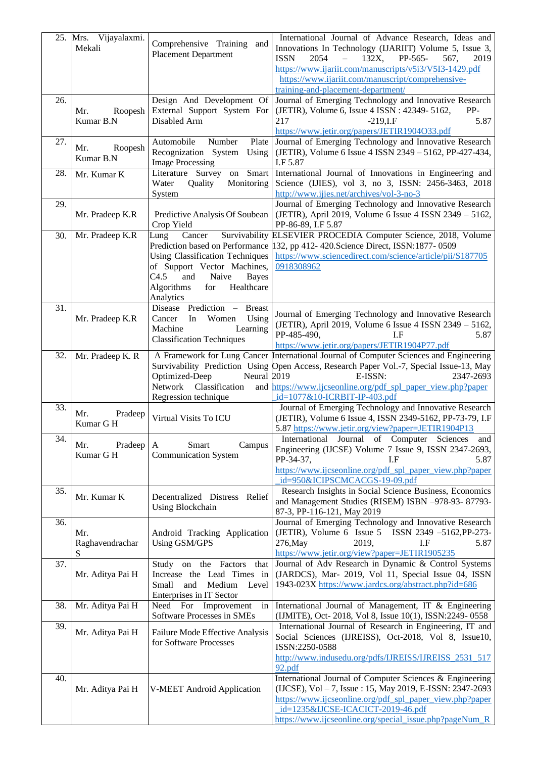| 25. | Mrs. Vijayalaxmi. Mekali | Comprehensive Training and Placement Department | International Journal of Advance Research, Ideas and Innovations In Technology (IJARIIT) Volume 5, Issue 3, ISSN 2054 – 132X, PP-565- 567, 2019 https://www.ijariit.com/manuscripts/v5i3/V5I3-1429.pdf https://www.ijariit.com/manuscript/comprehensive-training-and-placement-department/ |
|---|---|---|---|
| 26. | Mr. Roopesh Kumar B.N | Design And Development Of External Support System For Disabled Arm | Journal of Emerging Technology and Innovative Research (JETIR), Volume 6, Issue 4 ISSN : 42349- 5162, PP-217 -219,I.F 5.87 https://www.jetir.org/papers/JETIR1904O33.pdf |
| 27. | Mr. Roopesh Kumar B.N | Automobile Number Plate Recognization System Using Image Processing | Journal of Emerging Technology and Innovative Research (JETIR), Volume 6 Issue 4 ISSN 2349 – 5162, PP-427-434, I.F 5.87 |
| 28. | Mr. Kumar K | Literature Survey on Smart Water Quality Monitoring System | International Journal of Innovations in Engineering and Science (IJIES), vol 3, no 3, ISSN: 2456-3463, 2018 http://www.ijies.net/archives/vol-3-no-3 |
| 29. | Mr. Pradeep K.R | Predictive Analysis Of Soubean Crop Yield | Journal of Emerging Technology and Innovative Research (JETIR), April 2019, Volume 6 Issue 4 ISSN 2349 – 5162, PP-86-89, I.F 5.87 |
| 30. | Mr. Pradeep K.R | Lung Cancer Survivability Prediction based on Performance Using Classification Techniques of Support Vector Machines, C4.5 and Naive Bayes Algorithms for Healthcare Analytics | ELSEVIER PROCEDIA Computer Science, 2018, Volume 132, pp 412- 420.Science Direct, ISSN:1877- 0509 https://www.sciencedirect.com/science/article/pii/S1877050918308962 |
| 31. | Mr. Pradeep K.R | Disease Prediction – Breast Cancer In Women Using Machine Learning Classification Techniques | Journal of Emerging Technology and Innovative Research (JETIR), April 2019, Volume 6 Issue 4 ISSN 2349 – 5162, PP-485-490, I.F 5.87 https://www.jetir.org/papers/JETIR1904P77.pdf |
| 32. | Mr. Pradeep K. R | A Framework for Lung Cancer Survivability Prediction Using Optimized-Deep Neural Network Classification and Regression technique | International Journal of Computer Sciences and Engineering Open Access, Research Paper Vol.-7, Special Issue-13, May 2019 E-ISSN: 2347-2693 https://www.ijcseonline.org/pdf_spl_paper_view.php?paper_id=1077&10-ICRBIT-IP-403.pdf |
| 33. | Mr. Pradeep Kumar G H | Virtual Visits To ICU | Journal of Emerging Technology and Innovative Research (JETIR), Volume 6 Issue 4, ISSN 2349-5162, PP-73-79, I.F 5.87 https://www.jetir.org/view?paper=JETIR1904P13 |
| 34. | Mr. Pradeep Kumar G H | A Smart Campus Communication System | International Journal of Computer Sciences and Engineering (IJCSE) Volume 7 Issue 9, ISSN 2347-2693, PP-34-37, I.F 5.87 https://www.ijcseonline.org/pdf_spl_paper_view.php?paper_id=950&ICIPSCMCACGS-19-09.pdf |
| 35. | Mr. Kumar K | Decentralized Distress Relief Using Blockchain | Research Insights in Social Science Business, Economics and Management Studies (RISEM) ISBN –978-93- 87793-87-3, PP-116-121, May 2019 |
| 36. | Mr. Raghavendrachar S | Android Tracking Application Using GSM/GPS | Journal of Emerging Technology and Innovative Research (JETIR), Volume 6 Issue 5 ISSN 2349 –5162,PP-273-276,May 2019, I.F 5.87 https://www.jetir.org/view?paper=JETIR1905235 |
| 37. | Mr. Aditya Pai H | Study on the Factors that Increase the Lead Times in Small and Medium Level Enterprises in IT Sector | Journal of Adv Research in Dynamic & Control Systems (JARDCS), Mar- 2019, Vol 11, Special Issue 04, ISSN 1943-023X https://www.jardcs.org/abstract.php?id=686 |
| 38. | Mr. Aditya Pai H | Need For Improvement in Software Processes in SMEs | International Journal of Management, IT & Engineering (IJMITE), Oct- 2018, Vol 8, Issue 10(1), ISSN:2249- 0558 |
| 39. | Mr. Aditya Pai H | Failure Mode Effective Analysis for Software Processes | International Journal of Research in Engineering, IT and Social Sciences (IJREISS), Oct-2018, Vol 8, Issue10, ISSN:2250-0588 http://www.indusedu.org/pdfs/IJREISS/IJREISS_2531_51792.pdf |
| 40. | Mr. Aditya Pai H | V-MEET Android Application | International Journal of Computer Sciences & Engineering (IJCSE), Vol – 7, Issue : 15, May 2019, E-ISSN: 2347-2693 https://www.ijcseonline.org/pdf_spl_paper_view.php?paper_id=1235&IJCSE-ICACICT-2019-46.pdf https://www.ijcseonline.org/special_issue.php?pageNum_R |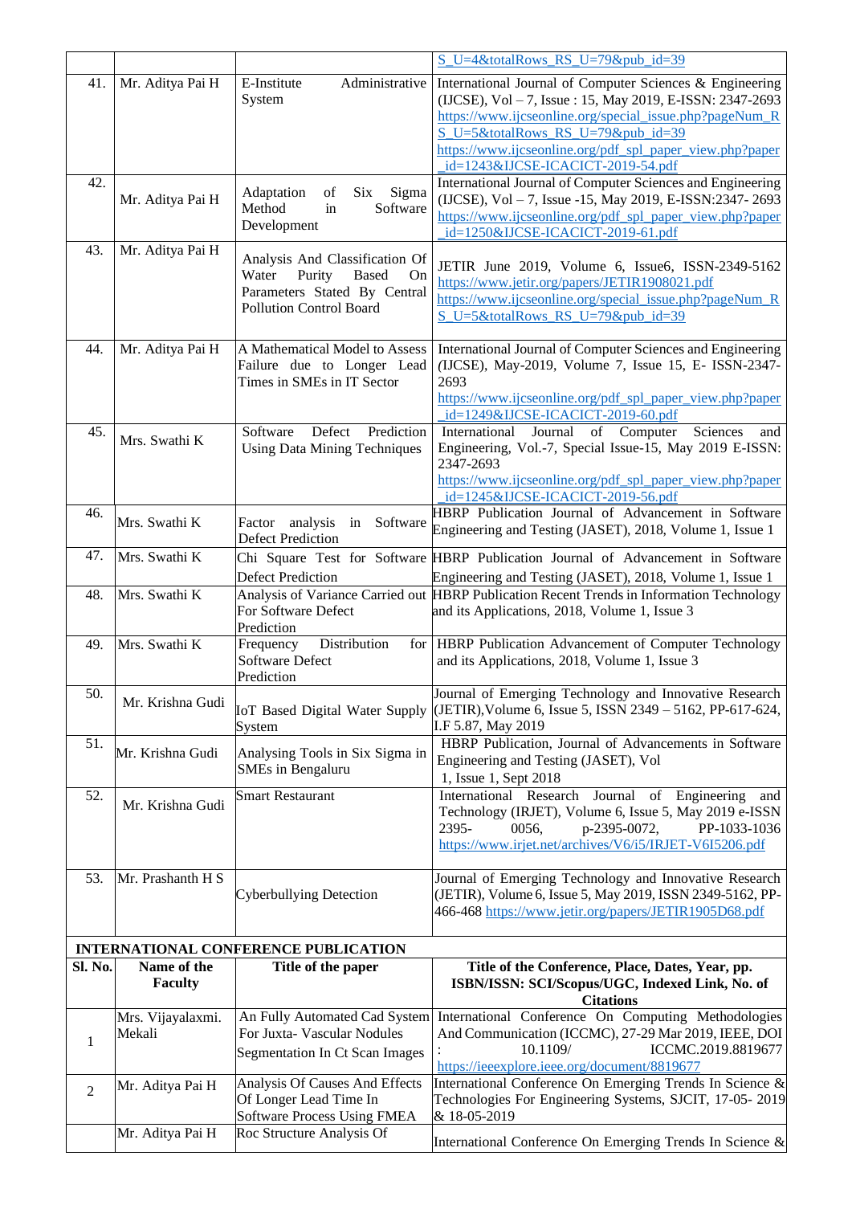| | | | S_U=4&totalRows_RS_U=79&pub_id=39 |
|---|---|---|---|
| 41. | Mr. Aditya Pai H | E-Institute Administrative System | International Journal of Computer Sciences & Engineering (IJCSE), Vol – 7, Issue : 15, May 2019, E-ISSN: 2347-2693 https://www.ijcseonline.org/special_issue.php?pageNum_RS_U=5&totalRows_RS_U=79&pub_id=39 https://www.ijcseonline.org/pdf_spl_paper_view.php?paper_id=1243&IJCSE-ICACICT-2019-54.pdf |
| 42. | Mr. Aditya Pai H | Adaptation of Six Sigma Method in Software Development | International Journal of Computer Sciences and Engineering (IJCSE), Vol – 7, Issue -15, May 2019, E-ISSN:2347- 2693 https://www.ijcseonline.org/pdf_spl_paper_view.php?paper_id=1250&IJCSE-ICACICT-2019-61.pdf |
| 43. | Mr. Aditya Pai H | Analysis And Classification Of Water Purity Based On Parameters Stated By Central Pollution Control Board | JETIR June 2019, Volume 6, Issue6, ISSN-2349-5162 https://www.jetir.org/papers/JETIR1908021.pdf https://www.ijcseonline.org/special_issue.php?pageNum_RS_U=5&totalRows_RS_U=79&pub_id=39 |
| 44. | Mr. Aditya Pai H | A Mathematical Model to Assess Failure due to Longer Lead Times in SMEs in IT Sector | International Journal of Computer Sciences and Engineering (IJCSE), May-2019, Volume 7, Issue 15, E- ISSN-2347-2693 https://www.ijcseonline.org/pdf_spl_paper_view.php?paper_id=1249&IJCSE-ICACICT-2019-60.pdf |
| 45. | Mrs. Swathi K | Software Defect Prediction Using Data Mining Techniques | International Journal of Computer Sciences and Engineering, Vol.-7, Special Issue-15, May 2019 E-ISSN: 2347-2693 https://www.ijcseonline.org/pdf_spl_paper_view.php?paper_id=1245&IJCSE-ICACICT-2019-56.pdf |
| 46. | Mrs. Swathi K | Factor analysis in Software Defect Prediction | HBRP Publication Journal of Advancement in Software Engineering and Testing (JASET), 2018, Volume 1, Issue 1 |
| 47. | Mrs. Swathi K | Chi Square Test for Software Defect Prediction | HBRP Publication Journal of Advancement in Software Engineering and Testing (JASET), 2018, Volume 1, Issue 1 |
| 48. | Mrs. Swathi K | Analysis of Variance Carried out For Software Defect Prediction | HBRP Publication Recent Trends in Information Technology and its Applications, 2018, Volume 1, Issue 3 |
| 49. | Mrs. Swathi K | Frequency Distribution for Software Defect Prediction | HBRP Publication Advancement of Computer Technology and its Applications, 2018, Volume 1, Issue 3 |
| 50. | Mr. Krishna Gudi | IoT Based Digital Water Supply System | Journal of Emerging Technology and Innovative Research (JETIR),Volume 6, Issue 5, ISSN 2349 – 5162, PP-617-624, I.F 5.87, May 2019 |
| 51. | Mr. Krishna Gudi | Analysing Tools in Six Sigma in SMEs in Bengaluru | HBRP Publication, Journal of Advancements in Software Engineering and Testing (JASET), Vol 1, Issue 1, Sept 2018 |
| 52. | Mr. Krishna Gudi | Smart Restaurant | International Research Journal of Engineering and Technology (IRJET), Volume 6, Issue 5, May 2019 e-ISSN 2395- 0056, p-2395-0072, PP-1033-1036 https://www.irjet.net/archives/V6/i5/IRJET-V6I5206.pdf |
| 53. | Mr. Prashanth H S | Cyberbullying Detection | Journal of Emerging Technology and Innovative Research (JETIR), Volume 6, Issue 5, May 2019, ISSN 2349-5162, PP-466-468 https://www.jetir.org/papers/JETIR1905D68.pdf |

**INTERNATIONAL CONFERENCE PUBLICATION**

| Sl. No. | Name of the Faculty | Title of the paper | Title of the Conference, Place, Dates, Year, pp. ISBN/ISSN: SCI/Scopus/UGC, Indexed Link, No. of Citations |
|---|---|---|---|
| 1 | Mrs. Vijayalaxmi. Mekali | An Fully Automated Cad System For Juxta- Vascular Nodules Segmentation In Ct Scan Images | International Conference On Computing Methodologies And Communication (ICCMC), 27-29 Mar 2019, IEEE, DOI : 10.1109/ ICCMC.2019.8819677 https://ieeexplore.ieee.org/document/8819677 |
| 2 | Mr. Aditya Pai H | Analysis Of Causes And Effects Of Longer Lead Time In Software Process Using FMEA | International Conference On Emerging Trends In Science & Technologies For Engineering Systems, SJCIT, 17-05- 2019 & 18-05-2019 |
| | Mr. Aditya Pai H | Roc Structure Analysis Of | International Conference On Emerging Trends In Science & |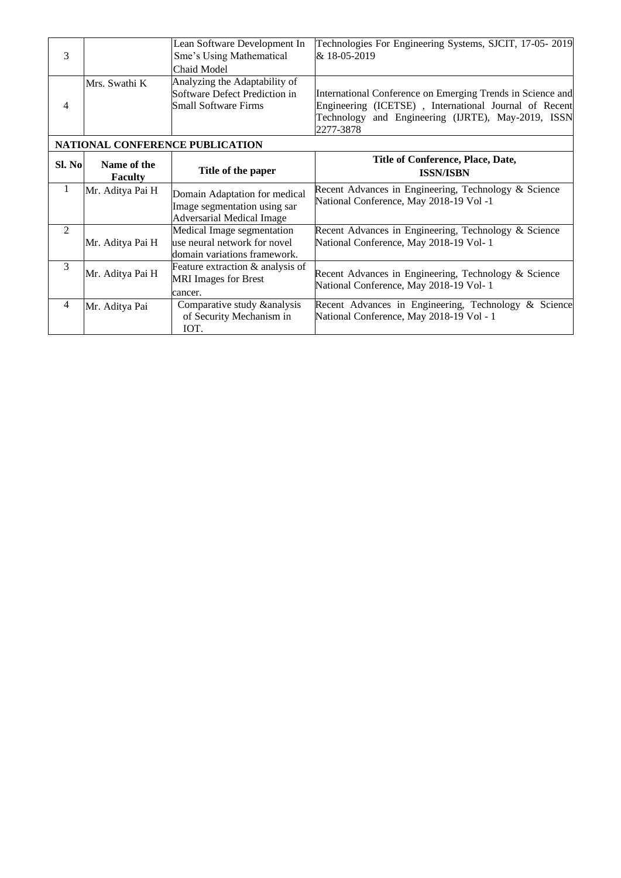| | | | |
|---|---|---|---|
| 3 | | Lean Software Development In Sme's Using Mathematical Chaid Model | Technologies For Engineering Systems, SJCIT, 17-05- 2019 & 18-05-2019 |
| 4 | Mrs. Swathi K | Analyzing the Adaptability of Software Defect Prediction in Small Software Firms | International Conference on Emerging Trends in Science and Engineering (ICETSE) , International Journal of Recent Technology and Engineering (IJRTE), May-2019, ISSN 2277-3878 |

**NATIONAL CONFERENCE PUBLICATION**

| Sl. No | Name of the Faculty | Title of the paper | Title of Conference, Place, Date, ISSN/ISBN |
|---|---|---|---|
| 1 | Mr. Aditya Pai H | Domain Adaptation for medical Image segmentation using sar Adversarial Medical Image | Recent Advances in Engineering, Technology & Science National Conference, May 2018-19 Vol -1 |
| 2 | Mr. Aditya Pai H | Medical Image segmentation use neural network for novel domain variations framework. | Recent Advances in Engineering, Technology & Science National Conference, May 2018-19 Vol- 1 |
| 3 | Mr. Aditya Pai H | Feature extraction & analysis of MRI Images for Brest cancer. | Recent Advances in Engineering, Technology & Science National Conference, May 2018-19 Vol- 1 |
| 4 | Mr. Aditya Pai | Comparative study &analysis of Security Mechanism in IOT. | Recent Advances in Engineering, Technology & Science National Conference, May 2018-19 Vol - 1 |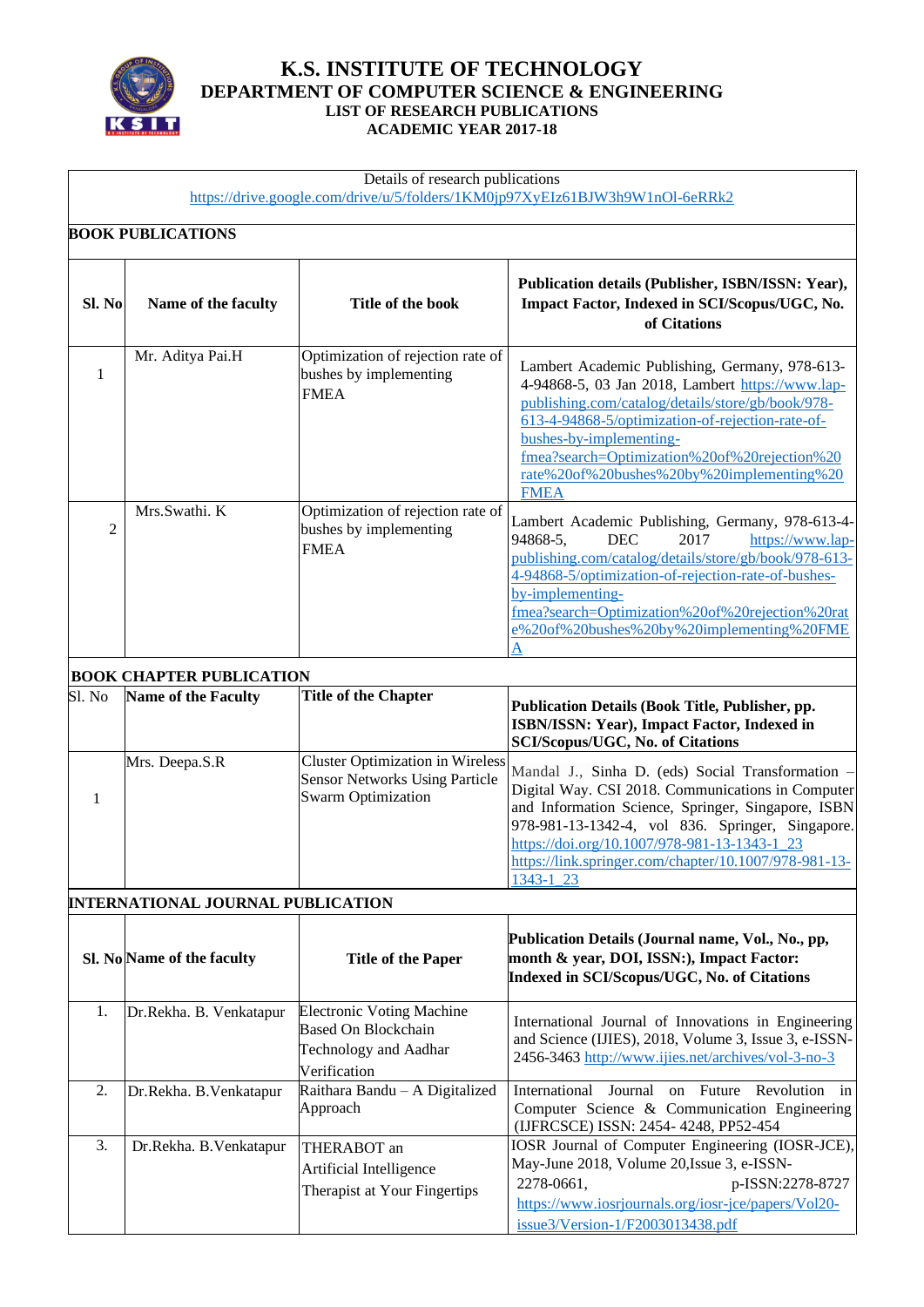# K.S. INSTITUTE OF TECHNOLOGY

## DEPARTMENT OF COMPUTER SCIENCE & ENGINEERING

### LIST OF RESEARCH PUBLICATIONS

### ACADEMIC YEAR 2017-18

Details of research publications
https://drive.google.com/drive/u/5/folders/1KM0jp97XyEIz61BJW3h9W1nOl-6eRRk2

**BOOK PUBLICATIONS**

| Sl. No | Name of the faculty | Title of the book | Publication details (Publisher, ISBN/ISSN: Year), Impact Factor, Indexed in SCI/Scopus/UGC, No. of Citations |
|---|---|---|---|
| 1 | Mr. Aditya Pai.H | Optimization of rejection rate of bushes by implementing FMEA | Lambert Academic Publishing, Germany, 978-613-4-94868-5, 03 Jan 2018, Lambert https://www.lap-publishing.com/catalog/details/store/gb/book/978-613-4-94868-5/optimization-of-rejection-rate-of-bushes-by-implementing-fmea?search=Optimization%20of%20rejection%20rate%20of%20bushes%20by%20implementing%20FMEA |
| 2 | Mrs.Swathi. K | Optimization of rejection rate of bushes by implementing FMEA | Lambert Academic Publishing, Germany, 978-613-4-94868-5, DEC 2017 https://www.lap-publishing.com/catalog/details/store/gb/book/978-613-4-94868-5/optimization-of-rejection-rate-of-bushes-by-implementing-fmea?search=Optimization%20of%20rejection%20rate%20of%20bushes%20by%20implementing%20FMEA |

**BOOK CHAPTER PUBLICATION**

| Sl. No | Name of the Faculty | Title of the Chapter | Publication Details (Book Title, Publisher, pp. ISBN/ISSN: Year), Impact Factor, Indexed in SCI/Scopus/UGC, No. of Citations |
|---|---|---|---|
| 1 | Mrs. Deepa.S.R | Cluster Optimization in Wireless Sensor Networks Using Particle Swarm Optimization | Mandal J., Sinha D. (eds) Social Transformation – Digital Way. CSI 2018. Communications in Computer and Information Science, Springer, Singapore, ISBN 978-981-13-1342-4, vol 836. Springer, Singapore. https://doi.org/10.1007/978-981-13-1343-1_23 https://link.springer.com/chapter/10.1007/978-981-13-1343-1_23 |

**INTERNATIONAL JOURNAL PUBLICATION**

| Sl. No | Name of the faculty | Title of the Paper | Publication Details (Journal name, Vol., No., pp, month & year, DOI, ISSN:), Impact Factor: Indexed in SCI/Scopus/UGC, No. of Citations |
|---|---|---|---|
| 1. | Dr.Rekha. B. Venkatapur | Electronic Voting Machine Based On Blockchain Technology and Aadhar Verification | International Journal of Innovations in Engineering and Science (IJIES), 2018, Volume 3, Issue 3, e-ISSN-2456-3463 http://www.ijies.net/archives/vol-3-no-3 |
| 2. | Dr.Rekha. B.Venkatapur | Raithara Bandu – A Digitalized Approach | International Journal on Future Revolution in Computer Science & Communication Engineering (IJFRCSCE) ISSN: 2454- 4248, PP52-454 |
| 3. | Dr.Rekha. B.Venkatapur | THERABOT an Artificial Intelligence Therapist at Your Fingertips | IOSR Journal of Computer Engineering (IOSR-JCE), May-June 2018, Volume 20,Issue 3, e-ISSN-2278-0661, p-ISSN:2278-8727 https://www.iosrjournals.org/iosr-jce/papers/Vol20-issue3/Version-1/F2003013438.pdf |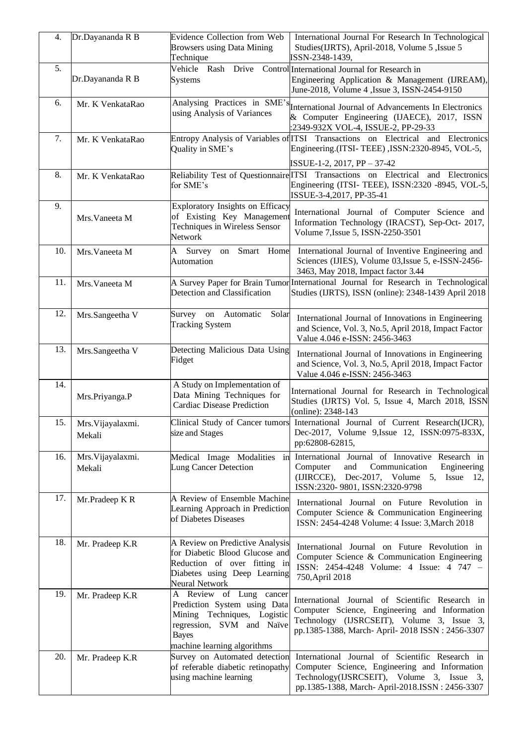| 4. | Dr.Dayananda R B | Evidence Collection from Web Browsers using Data Mining Technique | International Journal For Research In Technological Studies(IJRTS), April-2018, Volume 5 ,Issue 5 ISSN-2348-1439, |
|---|---|---|---|
| 5. | Dr.Dayananda R B | Vehicle Rash Drive Control Systems | International Journal for Research in Engineering Application & Management (IJREAM), June-2018, Volume 4 ,Issue 3, ISSN-2454-9150 |
| 6. | Mr. K VenkataRao | Analysing Practices in SME's using Analysis of Variances | International Journal of Advancements In Electronics & Computer Engineering (IJAECE), 2017, ISSN :2349-932X VOL-4, ISSUE-2, PP-29-33 |
| 7. | Mr. K VenkataRao | Entropy Analysis of Variables of Quality in SME's | ITSI Transactions on Electrical and Electronics Engineering.(ITSI- TEEE) ,ISSN:2320-8945, VOL-5, ISSUE-1-2, 2017, PP – 37-42 |
| 8. | Mr. K VenkataRao | Reliability Test of Questionnaire for SME's | ITSI Transactions on Electrical and Electronics Engineering (ITSI- TEEE), ISSN:2320 -8945, VOL-5, ISSUE-3-4,2017, PP-35-41 |
| 9. | Mrs.Vaneeta M | Exploratory Insights on Efficacy of Existing Key Management Techniques in Wireless Sensor Network | International Journal of Computer Science and Information Technology (IRACST), Sep-Oct- 2017, Volume 7,Issue 5, ISSN-2250-3501 |
| 10. | Mrs.Vaneeta M | A Survey on Smart Home Automation | International Journal of Inventive Engineering and Sciences (IJIES), Volume 03,Issue 5, e-ISSN-2456-3463, May 2018, Impact factor 3.44 |
| 11. | Mrs.Vaneeta M | A Survey Paper for Brain Tumor Detection and Classification | International Journal for Research in Technological Studies (IJRTS), ISSN (online): 2348-1439 April 2018 |
| 12. | Mrs.Sangeetha V | Survey on Automatic Solar Tracking System | International Journal of Innovations in Engineering and Science, Vol. 3, No.5, April 2018, Impact Factor Value 4.046 e-ISSN: 2456-3463 |
| 13. | Mrs.Sangeetha V | Detecting Malicious Data Using Fidget | International Journal of Innovations in Engineering and Science, Vol. 3, No.5, April 2018, Impact Factor Value 4.046 e-ISSN: 2456-3463 |
| 14. | Mrs.Priyanga.P | A Study on Implementation of Data Mining Techniques for Cardiac Disease Prediction | International Journal for Research in Technological Studies (IJRTS) Vol. 5, Issue 4, March 2018, ISSN (online): 2348-143 |
| 15. | Mrs.Vijayalaxmi. Mekali | Clinical Study of Cancer tumors size and Stages | International Journal of Current Research(IJCR), Dec-2017, Volume 9,Issue 12, ISSN:0975-833X, pp:62808-62815, |
| 16. | Mrs.Vijayalaxmi. Mekali | Medical Image Modalities in Lung Cancer Detection | International Journal of Innovative Research in Computer and Communication Engineering (IJIRCCE), Dec-2017, Volume 5, Issue 12, ISSN:2320- 9801, ISSN:2320-9798 |
| 17. | Mr.Pradeep K R | A Review of Ensemble Machine Learning Approach in Prediction of Diabetes Diseases | International Journal on Future Revolution in Computer Science & Communication Engineering ISSN: 2454-4248 Volume: 4 Issue: 3,March 2018 |
| 18. | Mr. Pradeep K.R | A Review on Predictive Analysis for Diabetic Blood Glucose and Reduction of over fitting in Diabetes using Deep Learning Neural Network | International Journal on Future Revolution in Computer Science & Communication Engineering ISSN: 2454-4248 Volume: 4 Issue: 4 747 – 750,April 2018 |
| 19. | Mr. Pradeep K.R | A Review of Lung cancer Prediction System using Data Mining Techniques, Logistic regression, SVM and Naïve Bayes machine learning algorithms | International Journal of Scientific Research in Computer Science, Engineering and Information Technology (IJSRCSEIT), Volume 3, Issue 3, pp.1385-1388, March- April- 2018 ISSN : 2456-3307 |
| 20. | Mr. Pradeep K.R | Survey on Automated detection of referable diabetic retinopathy using machine learning | International Journal of Scientific Research in Computer Science, Engineering and Information Technology(IJSRCSEIT), Volume 3, Issue 3, pp.1385-1388, March- April-2018.ISSN : 2456-3307 |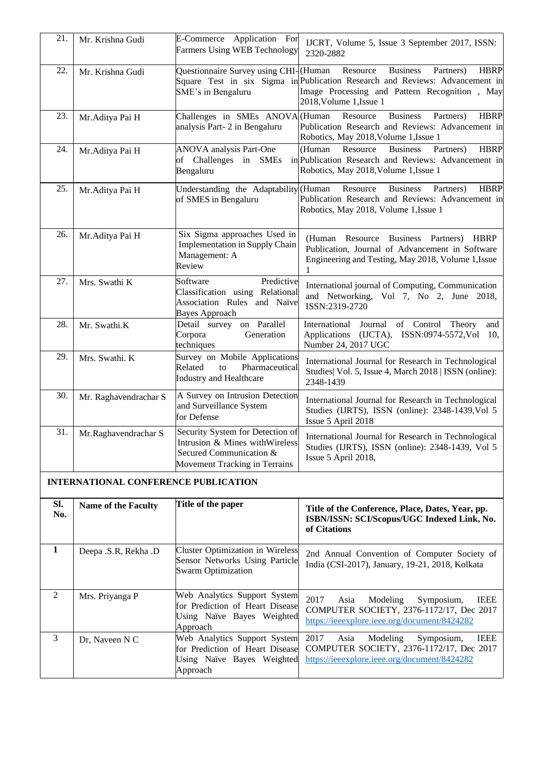| | | | |
|---|---|---|---|
| 21. | Mr. Krishna Gudi | E-Commerce Application For Farmers Using WEB Technology | IJCRT, Volume 5, Issue 3 September 2017, ISSN: 2320-2882 |
| 22. | Mr. Krishna Gudi | Questionnaire Survey using CHI-Square Test in six Sigma in SME's in Bengaluru | (Human Resource Business Partners) HBRP Publication Research and Reviews: Advancement in Image Processing and Pattern Recognition , May 2018,Volume 1,Issue 1 |
| 23. | Mr.Aditya Pai H | Challenges in SMEs ANOVA analysis Part- 2 in Bengaluru | (Human Resource Business Partners) HBRP Publication Research and Reviews: Advancement in Robotics, May 2018,Volume 1,Issue 1 |
| 24. | Mr.Aditya Pai H | ANOVA analysis Part-One of Challenges in SMEs in Bengaluru | (Human Resource Business Partners) HBRP Publication Research and Reviews: Advancement in Robotics, May 2018,Volume 1,Issue 1 |
| 25. | Mr.Aditya Pai H | Understanding the Adaptability of SMES in Bengaluru | (Human Resource Business Partners) HBRP Publication Research and Reviews: Advancement in Robotics, May 2018, Volume 1,Issue 1 |
| 26. | Mr.Aditya Pai H | Six Sigma approaches Used in Implementation in Supply Chain Management: A Review | (Human Resource Business Partners) HBRP Publication, Journal of Advancement in Software Engineering and Testing, May 2018, Volume 1,Issue 1 |
| 27. | Mrs. Swathi K | Software Predictive Classification using Relational Association Rules and Naïve Bayes Approach | International journal of Computing, Communication and Networking, Vol 7, No 2, June 2018, ISSN:2319-2720 |
| 28. | Mr. Swathi.K | Detail survey on Parallel Corpora Generation techniques | International Journal of Control Theory and Applications (IJCTA), ISSN:0974-5572,Vol 10, Number 24, 2017 UGC |
| 29. | Mrs. Swathi. K | Survey on Mobile Applications Related to Pharmaceutical Industry and Healthcare | International Journal for Research in Technological Studies\| Vol. 5, Issue 4, March 2018 \| ISSN (online): 2348-1439 |
| 30. | Mr. Raghavendrachar S | A Survey on Intrusion Detection and Surveillance System for Defense | International Journal for Research in Technological Studies (IJRTS), ISSN (online): 2348-1439,Vol 5 Issue 5 April 2018 |
| 31. | Mr.Raghavendrachar S | Security System for Detection of Intrusion & Mines withWireless Secured Communication & Movement Tracking in Terrains | International Journal for Research in Technological Studies (IJRTS), ISSN (online): 2348-1439, Vol 5 Issue 5 April 2018, |

**INTERNATIONAL CONFERENCE PUBLICATION**

| Sl. No. | Name of the Faculty | Title of the paper | Title of the Conference, Place, Dates, Year, pp. ISBN/ISSN: SCI/Scopus/UGC Indexed Link, No. of Citations |
|---|---|---|---|
| 1 | Deepa .S.R, Rekha .D | Cluster Optimization in Wireless Sensor Networks Using Particle Swarm Optimization | 2nd Annual Convention of Computer Society of India (CSI-2017), January, 19-21, 2018, Kolkata |
| 2 | Mrs. Priyanga P | Web Analytics Support System for Prediction of Heart Disease Using Naïve Bayes Weighted Approach | 2017 Asia Modeling Symposium, IEEE COMPUTER SOCIETY, 2376-1172/17, Dec 2017 https://ieeexplore.ieee.org/document/8424282 |
| 3 | Dr, Naveen N C | Web Analytics Support System for Prediction of Heart Disease Using Naïve Bayes Weighted Approach | 2017 Asia Modeling Symposium, IEEE COMPUTER SOCIETY, 2376-1172/17, Dec 2017 https://ieeexplore.ieee.org/document/8424282 |